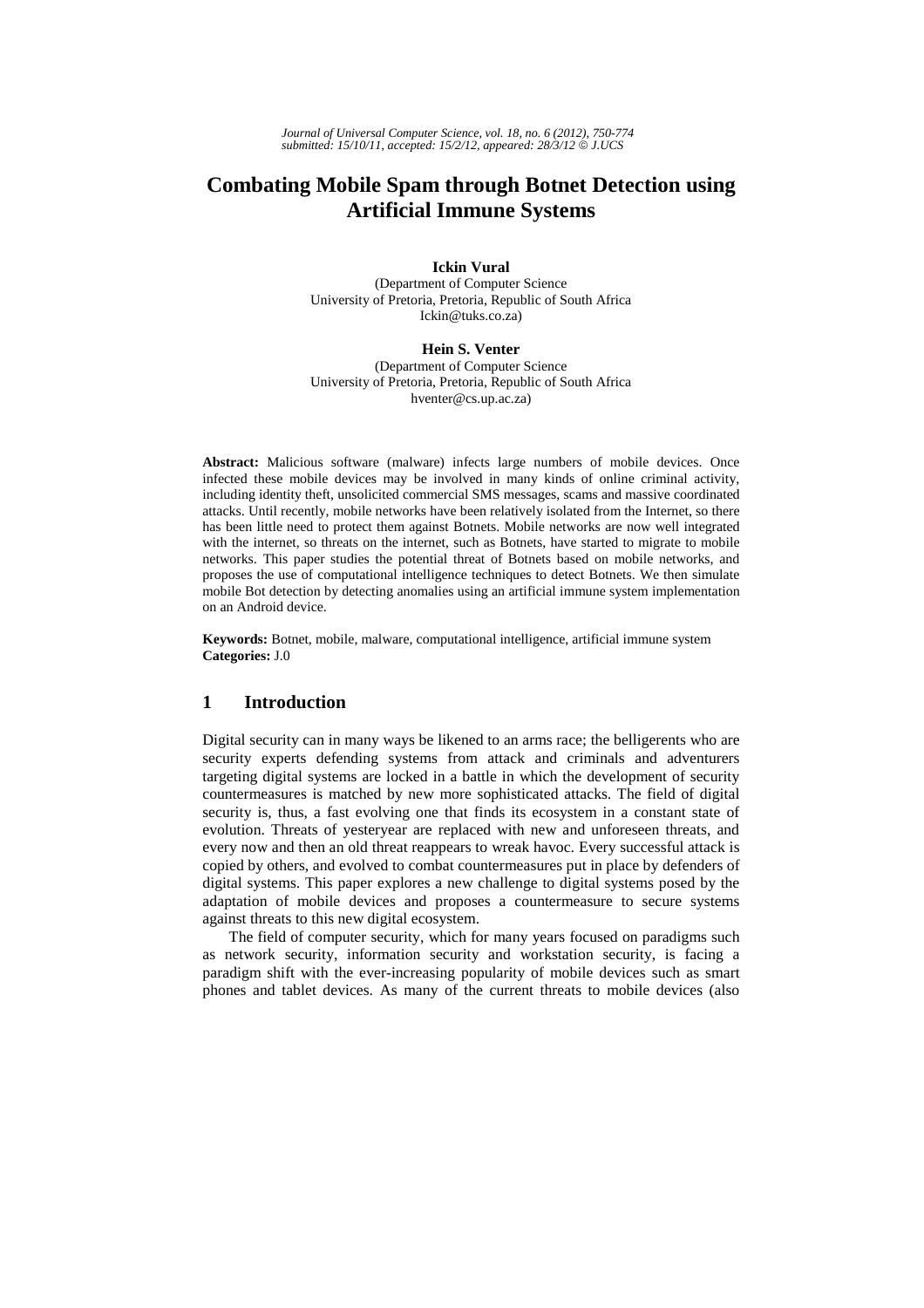# Combating Mobile Spam through Botnet Detection using Artificial Immune Systems

**Ickin Vural**
(Department of Computer Science
University of Pretoria, Pretoria, Republic of South Africa
Ickin@tuks.co.za)

**Hein S. Venter**
(Department of Computer Science
University of Pretoria, Pretoria, Republic of South Africa
hventer@cs.up.ac.za)

**Abstract:** Malicious software (malware) infects large numbers of mobile devices. Once infected these mobile devices may be involved in many kinds of online criminal activity, including identity theft, unsolicited commercial SMS messages, scams and massive coordinated attacks. Until recently, mobile networks have been relatively isolated from the Internet, so there has been little need to protect them against Botnets. Mobile networks are now well integrated with the internet, so threats on the internet, such as Botnets, have started to migrate to mobile networks. This paper studies the potential threat of Botnets based on mobile networks, and proposes the use of computational intelligence techniques to detect Botnets. We then simulate mobile Bot detection by detecting anomalies using an artificial immune system implementation on an Android device.

**Keywords:** Botnet, mobile, malware, computational intelligence, artificial immune system
**Categories:** J.0

## 1 Introduction

Digital security can in many ways be likened to an arms race; the belligerents who are security experts defending systems from attack and criminals and adventurers targeting digital systems are locked in a battle in which the development of security countermeasures is matched by new more sophisticated attacks. The field of digital security is, thus, a fast evolving one that finds its ecosystem in a constant state of evolution. Threats of yesteryear are replaced with new and unforeseen threats, and every now and then an old threat reappears to wreak havoc. Every successful attack is copied by others, and evolved to combat countermeasures put in place by defenders of digital systems. This paper explores a new challenge to digital systems posed by the adaptation of mobile devices and proposes a countermeasure to secure systems against threats to this new digital ecosystem.

The field of computer security, which for many years focused on paradigms such as network security, information security and workstation security, is facing a paradigm shift with the ever-increasing popularity of mobile devices such as smart phones and tablet devices. As many of the current threats to mobile devices (also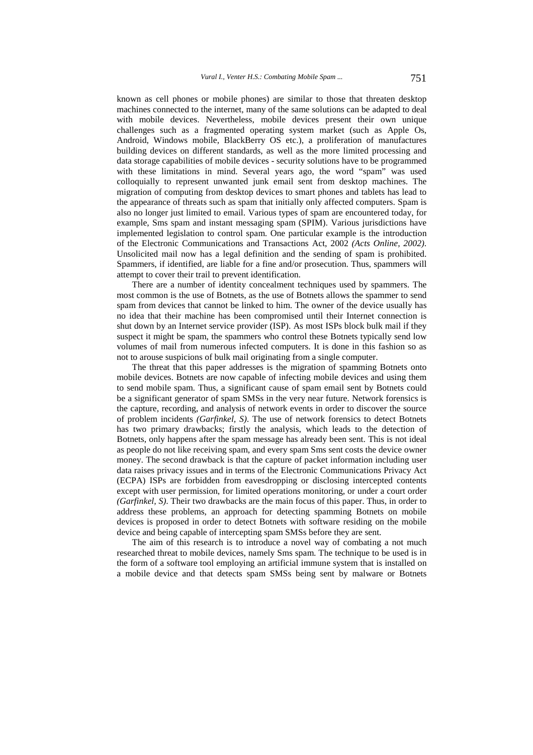known as cell phones or mobile phones) are similar to those that threaten desktop machines connected to the internet, many of the same solutions can be adapted to deal with mobile devices. Nevertheless, mobile devices present their own unique challenges such as a fragmented operating system market (such as Apple Os, Android, Windows mobile, BlackBerry OS etc.), a proliferation of manufactures building devices on different standards, as well as the more limited processing and data storage capabilities of mobile devices - security solutions have to be programmed with these limitations in mind. Several years ago, the word "spam" was used colloquially to represent unwanted junk email sent from desktop machines. The migration of computing from desktop devices to smart phones and tablets has lead to the appearance of threats such as spam that initially only affected computers. Spam is also no longer just limited to email. Various types of spam are encountered today, for example, Sms spam and instant messaging spam (SPIM). Various jurisdictions have implemented legislation to control spam. One particular example is the introduction of the Electronic Communications and Transactions Act, 2002 *(Acts Online, 2002)*. Unsolicited mail now has a legal definition and the sending of spam is prohibited. Spammers, if identified, are liable for a fine and/or prosecution. Thus, spammers will attempt to cover their trail to prevent identification.

There are a number of identity concealment techniques used by spammers. The most common is the use of Botnets, as the use of Botnets allows the spammer to send spam from devices that cannot be linked to him. The owner of the device usually has no idea that their machine has been compromised until their Internet connection is shut down by an Internet service provider (ISP). As most ISPs block bulk mail if they suspect it might be spam, the spammers who control these Botnets typically send low volumes of mail from numerous infected computers. It is done in this fashion so as not to arouse suspicions of bulk mail originating from a single computer.

The threat that this paper addresses is the migration of spamming Botnets onto mobile devices. Botnets are now capable of infecting mobile devices and using them to send mobile spam. Thus, a significant cause of spam email sent by Botnets could be a significant generator of spam SMSs in the very near future. Network forensics is the capture, recording, and analysis of network events in order to discover the source of problem incidents *(Garfinkel, S)*. The use of network forensics to detect Botnets has two primary drawbacks; firstly the analysis, which leads to the detection of Botnets, only happens after the spam message has already been sent. This is not ideal as people do not like receiving spam, and every spam Sms sent costs the device owner money. The second drawback is that the capture of packet information including user data raises privacy issues and in terms of the Electronic Communications Privacy Act (ECPA) ISPs are forbidden from eavesdropping or disclosing intercepted contents except with user permission, for limited operations monitoring, or under a court order *(Garfinkel, S)*. Their two drawbacks are the main focus of this paper. Thus, in order to address these problems, an approach for detecting spamming Botnets on mobile devices is proposed in order to detect Botnets with software residing on the mobile device and being capable of intercepting spam SMSs before they are sent.

The aim of this research is to introduce a novel way of combating a not much researched threat to mobile devices, namely Sms spam. The technique to be used is in the form of a software tool employing an artificial immune system that is installed on a mobile device and that detects spam SMSs being sent by malware or Botnets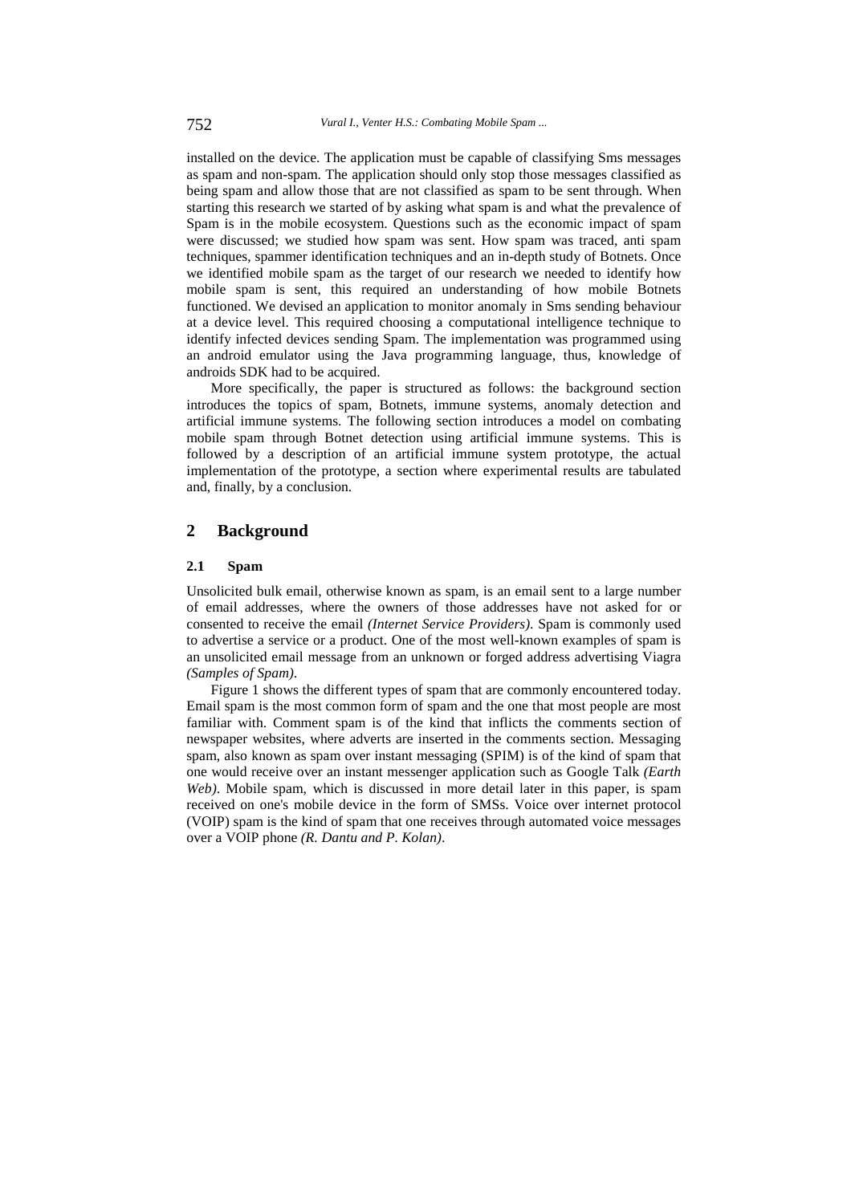installed on the device. The application must be capable of classifying Sms messages as spam and non-spam. The application should only stop those messages classified as being spam and allow those that are not classified as spam to be sent through. When starting this research we started of by asking what spam is and what the prevalence of Spam is in the mobile ecosystem. Questions such as the economic impact of spam were discussed; we studied how spam was sent. How spam was traced, anti spam techniques, spammer identification techniques and an in-depth study of Botnets. Once we identified mobile spam as the target of our research we needed to identify how mobile spam is sent, this required an understanding of how mobile Botnets functioned. We devised an application to monitor anomaly in Sms sending behaviour at a device level. This required choosing a computational intelligence technique to identify infected devices sending Spam. The implementation was programmed using an android emulator using the Java programming language, thus, knowledge of androids SDK had to be acquired.

More specifically, the paper is structured as follows: the background section introduces the topics of spam, Botnets, immune systems, anomaly detection and artificial immune systems. The following section introduces a model on combating mobile spam through Botnet detection using artificial immune systems. This is followed by a description of an artificial immune system prototype, the actual implementation of the prototype, a section where experimental results are tabulated and, finally, by a conclusion.

## 2 Background

### 2.1 Spam

Unsolicited bulk email, otherwise known as spam, is an email sent to a large number of email addresses, where the owners of those addresses have not asked for or consented to receive the email *(Internet Service Providers)*. Spam is commonly used to advertise a service or a product. One of the most well-known examples of spam is an unsolicited email message from an unknown or forged address advertising Viagra *(Samples of Spam)*.

Figure 1 shows the different types of spam that are commonly encountered today. Email spam is the most common form of spam and the one that most people are most familiar with. Comment spam is of the kind that inflicts the comments section of newspaper websites, where adverts are inserted in the comments section. Messaging spam, also known as spam over instant messaging (SPIM) is of the kind of spam that one would receive over an instant messenger application such as Google Talk *(Earth Web)*. Mobile spam, which is discussed in more detail later in this paper, is spam received on one's mobile device in the form of SMSs. Voice over internet protocol (VOIP) spam is the kind of spam that one receives through automated voice messages over a VOIP phone *(R. Dantu and P. Kolan)*.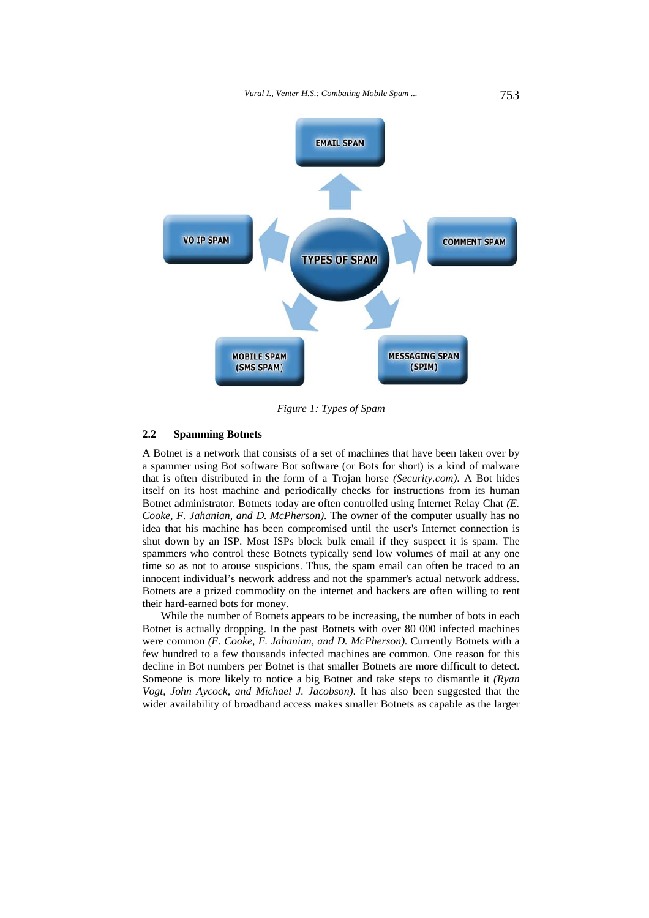Figure 1: Types of Spam

### 2.2 Spamming Botnets

A Botnet is a network that consists of a set of machines that have been taken over by a spammer using Bot software Bot software (or Bots for short) is a kind of malware that is often distributed in the form of a Trojan horse *(Security.com)*. A Bot hides itself on its host machine and periodically checks for instructions from its human Botnet administrator. Botnets today are often controlled using Internet Relay Chat *(E. Cooke, F. Jahanian, and D. McPherson)*. The owner of the computer usually has no idea that his machine has been compromised until the user's Internet connection is shut down by an ISP. Most ISPs block bulk email if they suspect it is spam. The spammers who control these Botnets typically send low volumes of mail at any one time so as not to arouse suspicions. Thus, the spam email can often be traced to an innocent individual's network address and not the spammer's actual network address. Botnets are a prized commodity on the internet and hackers are often willing to rent their hard-earned bots for money.

While the number of Botnets appears to be increasing, the number of bots in each Botnet is actually dropping. In the past Botnets with over 80 000 infected machines were common *(E. Cooke, F. Jahanian, and D. McPherson)*. Currently Botnets with a few hundred to a few thousands infected machines are common. One reason for this decline in Bot numbers per Botnet is that smaller Botnets are more difficult to detect. Someone is more likely to notice a big Botnet and take steps to dismantle it *(Ryan Vogt, John Aycock, and Michael J. Jacobson)*. It has also been suggested that the wider availability of broadband access makes smaller Botnets as capable as the larger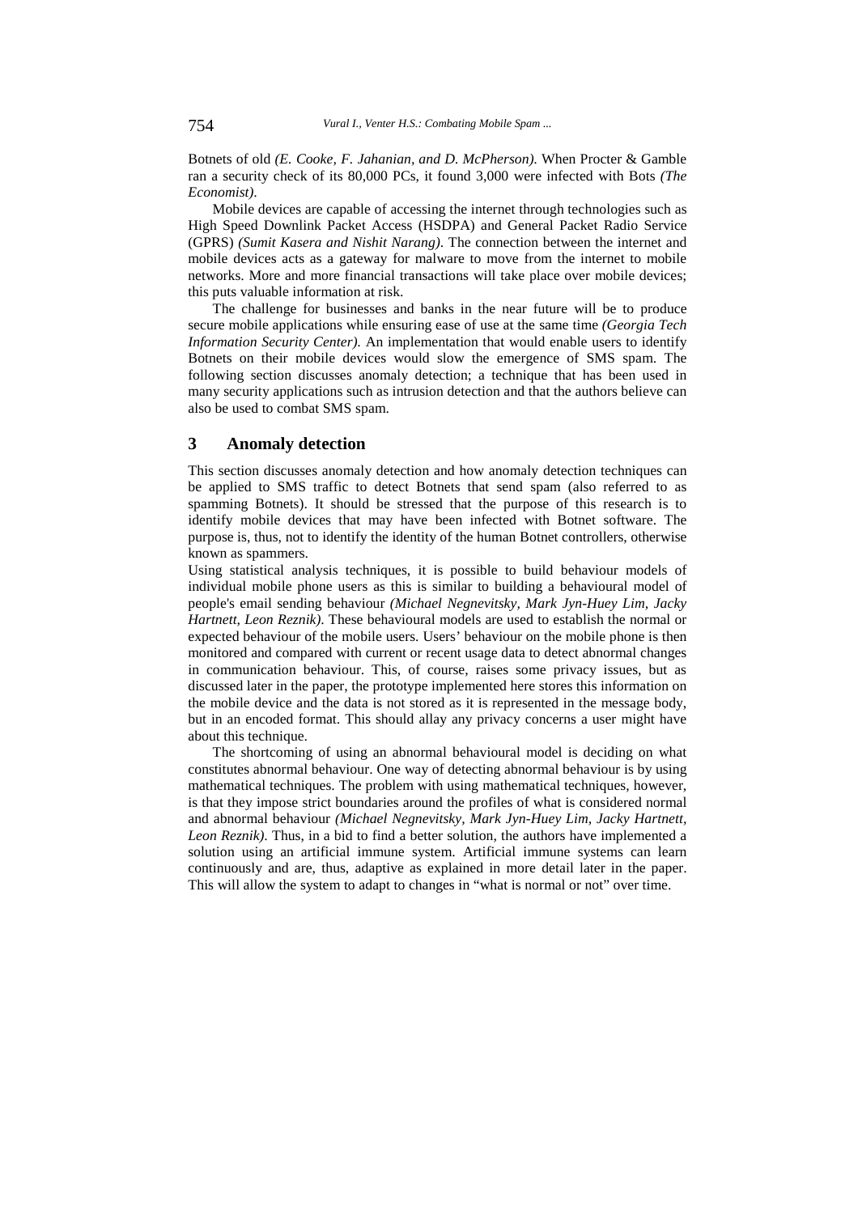Botnets of old *(E. Cooke, F. Jahanian, and D. McPherson)*. When Procter & Gamble ran a security check of its 80,000 PCs, it found 3,000 were infected with Bots *(The Economist)*.

Mobile devices are capable of accessing the internet through technologies such as High Speed Downlink Packet Access (HSDPA) and General Packet Radio Service (GPRS) *(Sumit Kasera and Nishit Narang)*. The connection between the internet and mobile devices acts as a gateway for malware to move from the internet to mobile networks. More and more financial transactions will take place over mobile devices; this puts valuable information at risk.

The challenge for businesses and banks in the near future will be to produce secure mobile applications while ensuring ease of use at the same time *(Georgia Tech Information Security Center)*. An implementation that would enable users to identify Botnets on their mobile devices would slow the emergence of SMS spam. The following section discusses anomaly detection; a technique that has been used in many security applications such as intrusion detection and that the authors believe can also be used to combat SMS spam.

## 3 Anomaly detection

This section discusses anomaly detection and how anomaly detection techniques can be applied to SMS traffic to detect Botnets that send spam (also referred to as spamming Botnets). It should be stressed that the purpose of this research is to identify mobile devices that may have been infected with Botnet software. The purpose is, thus, not to identify the identity of the human Botnet controllers, otherwise known as spammers.

Using statistical analysis techniques, it is possible to build behaviour models of individual mobile phone users as this is similar to building a behavioural model of people's email sending behaviour *(Michael Negnevitsky, Mark Jyn-Huey Lim, Jacky Hartnett, Leon Reznik)*. These behavioural models are used to establish the normal or expected behaviour of the mobile users. Users' behaviour on the mobile phone is then monitored and compared with current or recent usage data to detect abnormal changes in communication behaviour. This, of course, raises some privacy issues, but as discussed later in the paper, the prototype implemented here stores this information on the mobile device and the data is not stored as it is represented in the message body, but in an encoded format. This should allay any privacy concerns a user might have about this technique.

The shortcoming of using an abnormal behavioural model is deciding on what constitutes abnormal behaviour. One way of detecting abnormal behaviour is by using mathematical techniques. The problem with using mathematical techniques, however, is that they impose strict boundaries around the profiles of what is considered normal and abnormal behaviour *(Michael Negnevitsky, Mark Jyn-Huey Lim, Jacky Hartnett, Leon Reznik)*. Thus, in a bid to find a better solution, the authors have implemented a solution using an artificial immune system. Artificial immune systems can learn continuously and are, thus, adaptive as explained in more detail later in the paper. This will allow the system to adapt to changes in "what is normal or not" over time.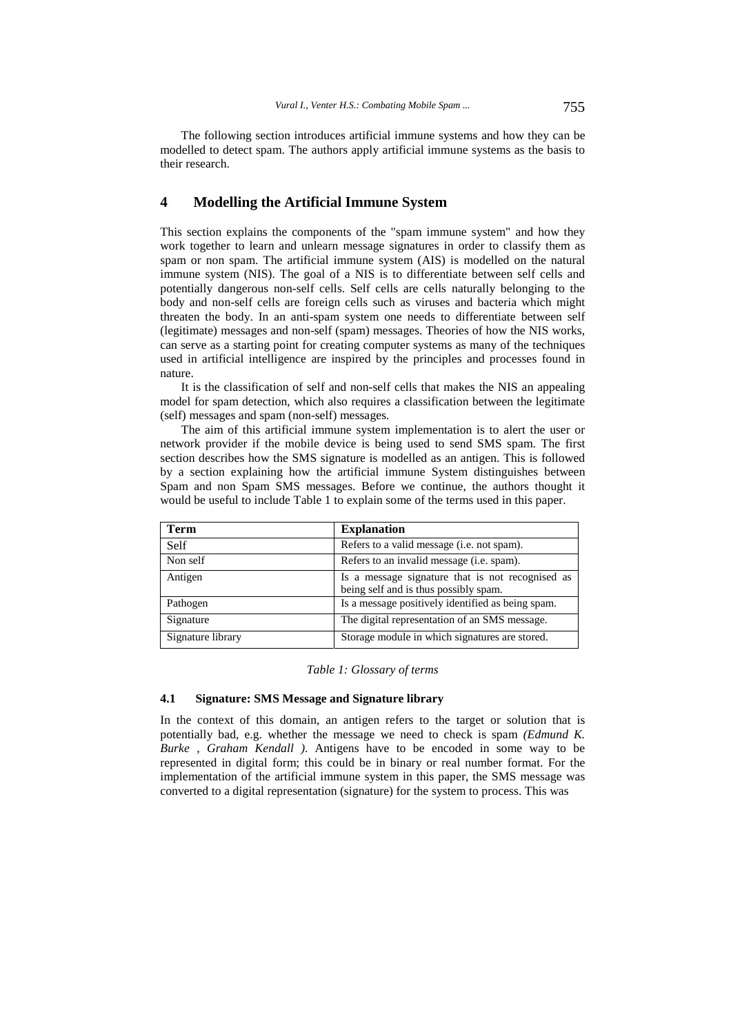The following section introduces artificial immune systems and how they can be modelled to detect spam. The authors apply artificial immune systems as the basis to their research.

## 4 Modelling the Artificial Immune System

This section explains the components of the "spam immune system" and how they work together to learn and unlearn message signatures in order to classify them as spam or non spam. The artificial immune system (AIS) is modelled on the natural immune system (NIS). The goal of a NIS is to differentiate between self cells and potentially dangerous non-self cells. Self cells are cells naturally belonging to the body and non-self cells are foreign cells such as viruses and bacteria which might threaten the body. In an anti-spam system one needs to differentiate between self (legitimate) messages and non-self (spam) messages. Theories of how the NIS works, can serve as a starting point for creating computer systems as many of the techniques used in artificial intelligence are inspired by the principles and processes found in nature.

It is the classification of self and non-self cells that makes the NIS an appealing model for spam detection, which also requires a classification between the legitimate (self) messages and spam (non-self) messages.

The aim of this artificial immune system implementation is to alert the user or network provider if the mobile device is being used to send SMS spam. The first section describes how the SMS signature is modelled as an antigen. This is followed by a section explaining how the artificial immune System distinguishes between Spam and non Spam SMS messages. Before we continue, the authors thought it would be useful to include Table 1 to explain some of the terms used in this paper.

| Term | Explanation |
|---|---|
| Self | Refers to a valid message (i.e. not spam). |
| Non self | Refers to an invalid message (i.e. spam). |
| Antigen | Is a message signature that is not recognised as being self and is thus possibly spam. |
| Pathogen | Is a message positively identified as being spam. |
| Signature | The digital representation of an SMS message. |
| Signature library | Storage module in which signatures are stored. |

*Table 1: Glossary of terms*

### 4.1 Signature: SMS Message and Signature library

In the context of this domain, an antigen refers to the target or solution that is potentially bad, e.g. whether the message we need to check is spam *(Edmund K. Burke , Graham Kendall )*. Antigens have to be encoded in some way to be represented in digital form; this could be in binary or real number format. For the implementation of the artificial immune system in this paper, the SMS message was converted to a digital representation (signature) for the system to process. This was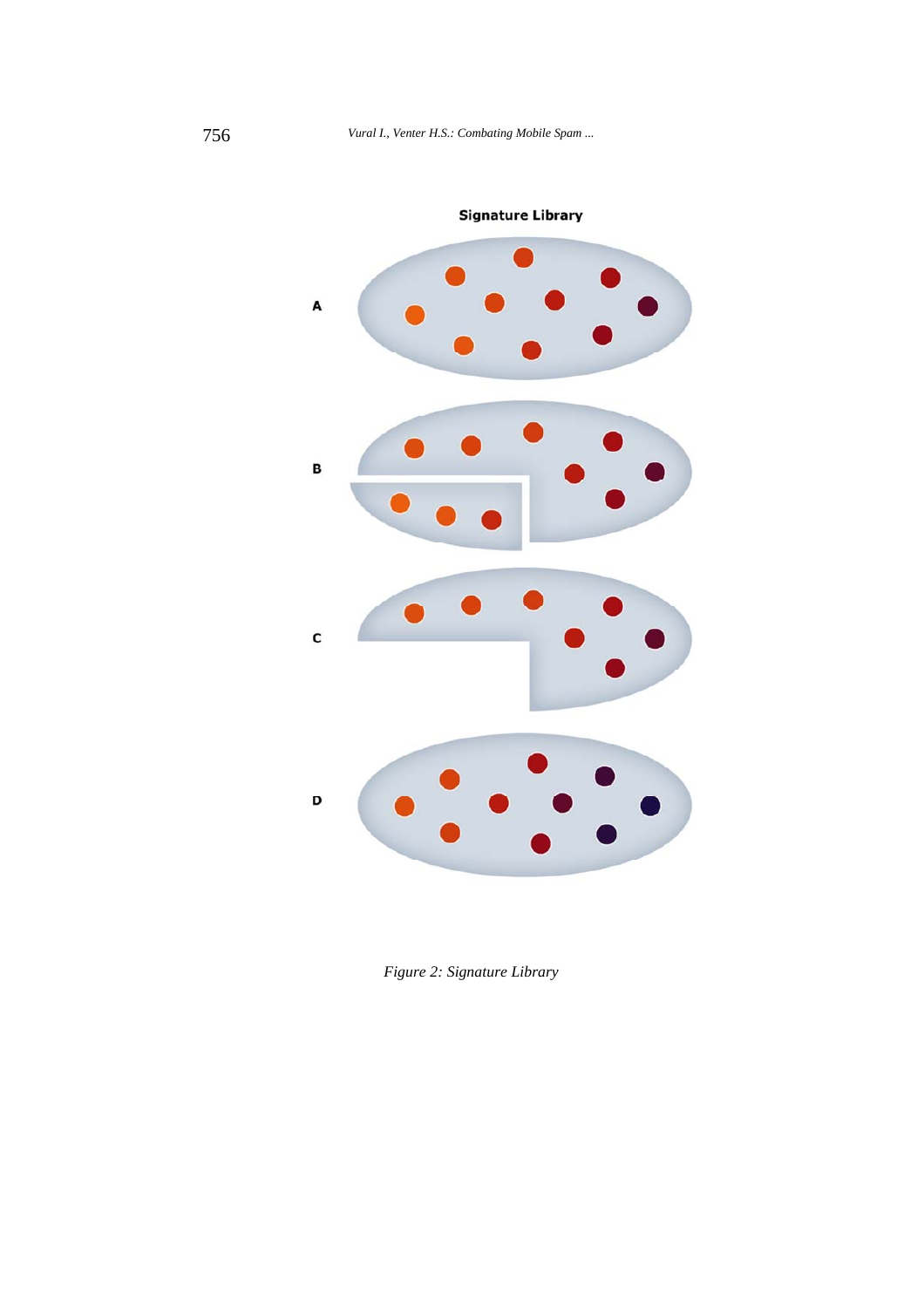Figure 2: Signature Library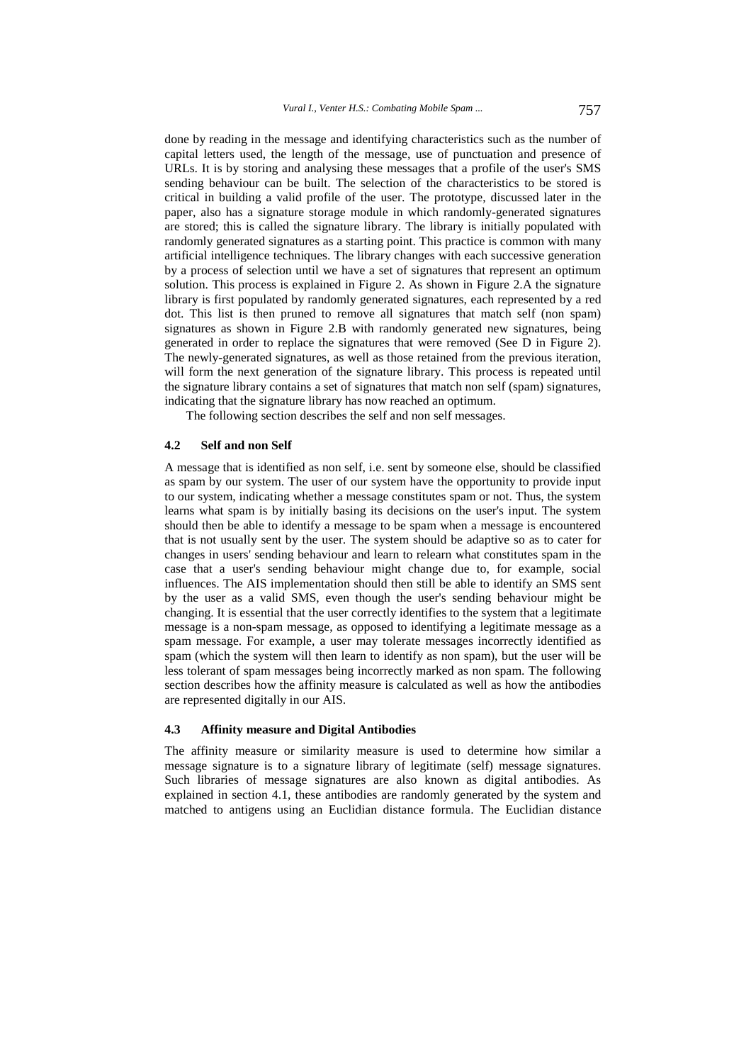done by reading in the message and identifying characteristics such as the number of capital letters used, the length of the message, use of punctuation and presence of URLs. It is by storing and analysing these messages that a profile of the user's SMS sending behaviour can be built. The selection of the characteristics to be stored is critical in building a valid profile of the user. The prototype, discussed later in the paper, also has a signature storage module in which randomly-generated signatures are stored; this is called the signature library. The library is initially populated with randomly generated signatures as a starting point. This practice is common with many artificial intelligence techniques. The library changes with each successive generation by a process of selection until we have a set of signatures that represent an optimum solution. This process is explained in Figure 2. As shown in Figure 2.A the signature library is first populated by randomly generated signatures, each represented by a red dot. This list is then pruned to remove all signatures that match self (non spam) signatures as shown in Figure 2.B with randomly generated new signatures, being generated in order to replace the signatures that were removed (See D in Figure 2). The newly-generated signatures, as well as those retained from the previous iteration, will form the next generation of the signature library. This process is repeated until the signature library contains a set of signatures that match non self (spam) signatures, indicating that the signature library has now reached an optimum.

The following section describes the self and non self messages.

### 4.2 Self and non Self

A message that is identified as non self, i.e. sent by someone else, should be classified as spam by our system. The user of our system have the opportunity to provide input to our system, indicating whether a message constitutes spam or not. Thus, the system learns what spam is by initially basing its decisions on the user's input. The system should then be able to identify a message to be spam when a message is encountered that is not usually sent by the user. The system should be adaptive so as to cater for changes in users' sending behaviour and learn to relearn what constitutes spam in the case that a user's sending behaviour might change due to, for example, social influences. The AIS implementation should then still be able to identify an SMS sent by the user as a valid SMS, even though the user's sending behaviour might be changing. It is essential that the user correctly identifies to the system that a legitimate message is a non-spam message, as opposed to identifying a legitimate message as a spam message. For example, a user may tolerate messages incorrectly identified as spam (which the system will then learn to identify as non spam), but the user will be less tolerant of spam messages being incorrectly marked as non spam. The following section describes how the affinity measure is calculated as well as how the antibodies are represented digitally in our AIS.

### 4.3 Affinity measure and Digital Antibodies

The affinity measure or similarity measure is used to determine how similar a message signature is to a signature library of legitimate (self) message signatures. Such libraries of message signatures are also known as digital antibodies. As explained in section 4.1, these antibodies are randomly generated by the system and matched to antigens using an Euclidian distance formula. The Euclidian distance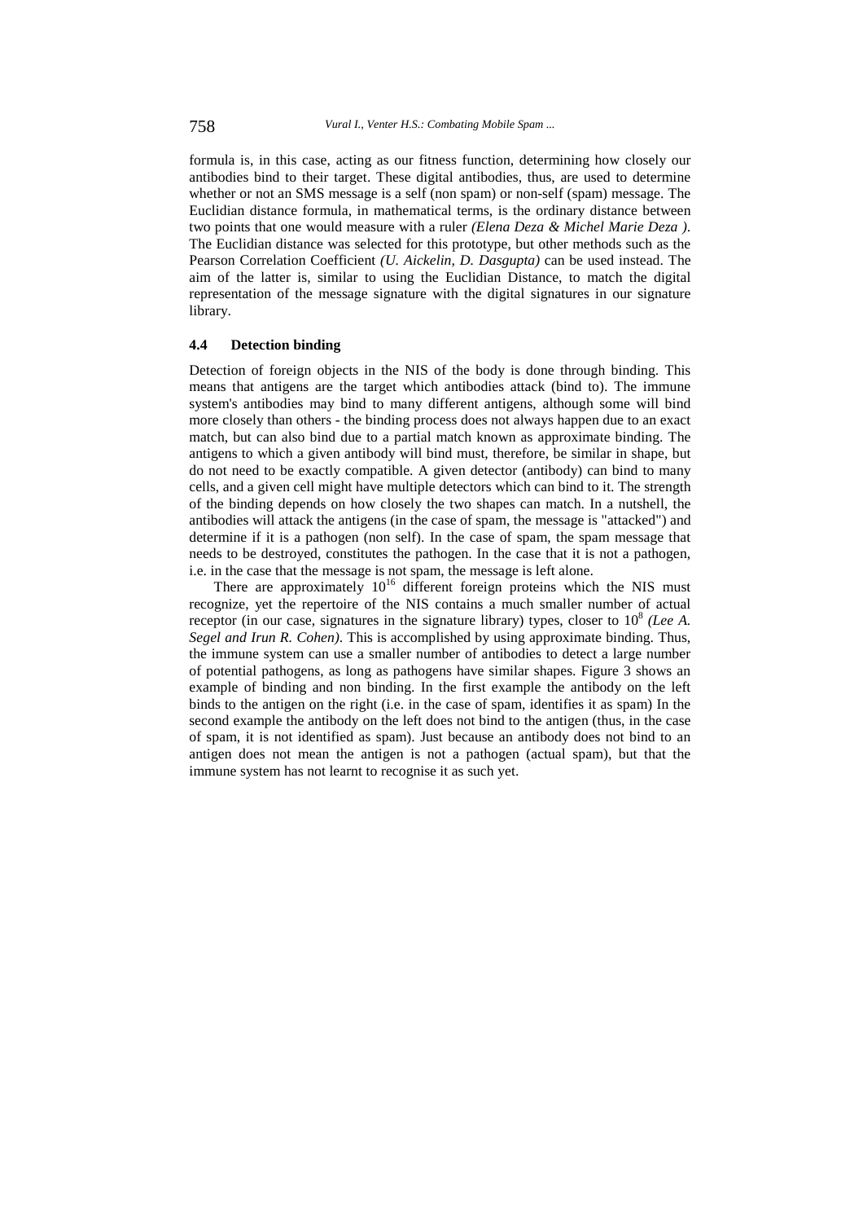formula is, in this case, acting as our fitness function, determining how closely our antibodies bind to their target. These digital antibodies, thus, are used to determine whether or not an SMS message is a self (non spam) or non-self (spam) message. The Euclidian distance formula, in mathematical terms, is the ordinary distance between two points that one would measure with a ruler *(Elena Deza & Michel Marie Deza )*. The Euclidian distance was selected for this prototype, but other methods such as the Pearson Correlation Coefficient *(U. Aickelin, D. Dasgupta)* can be used instead. The aim of the latter is, similar to using the Euclidian Distance, to match the digital representation of the message signature with the digital signatures in our signature library.

### 4.4 Detection binding

Detection of foreign objects in the NIS of the body is done through binding. This means that antigens are the target which antibodies attack (bind to). The immune system's antibodies may bind to many different antigens, although some will bind more closely than others - the binding process does not always happen due to an exact match, but can also bind due to a partial match known as approximate binding. The antigens to which a given antibody will bind must, therefore, be similar in shape, but do not need to be exactly compatible. A given detector (antibody) can bind to many cells, and a given cell might have multiple detectors which can bind to it. The strength of the binding depends on how closely the two shapes can match. In a nutshell, the antibodies will attack the antigens (in the case of spam, the message is "attacked") and determine if it is a pathogen (non self). In the case of spam, the spam message that needs to be destroyed, constitutes the pathogen. In the case that it is not a pathogen, i.e. in the case that the message is not spam, the message is left alone.

There are approximately $10^{16}$ different foreign proteins which the NIS must recognize, yet the repertoire of the NIS contains a much smaller number of actual receptor (in our case, signatures in the signature library) types, closer to $10^{8}$ *(Lee A. Segel and Irun R. Cohen)*. This is accomplished by using approximate binding. Thus, the immune system can use a smaller number of antibodies to detect a large number of potential pathogens, as long as pathogens have similar shapes. Figure 3 shows an example of binding and non binding. In the first example the antibody on the left binds to the antigen on the right (i.e. in the case of spam, identifies it as spam) In the second example the antibody on the left does not bind to the antigen (thus, in the case of spam, it is not identified as spam). Just because an antibody does not bind to an antigen does not mean the antigen is not a pathogen (actual spam), but that the immune system has not learnt to recognise it as such yet.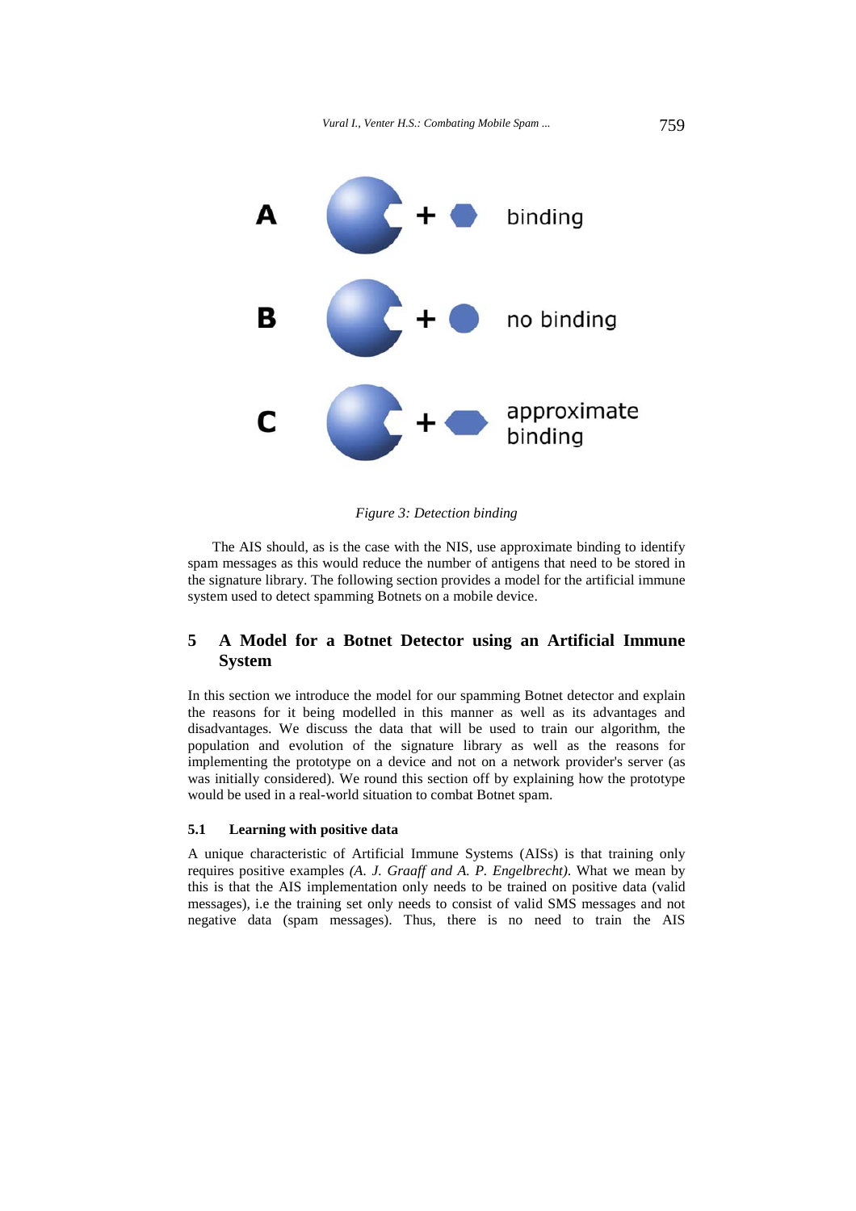Figure 3: Detection binding

The AIS should, as is the case with the NIS, use approximate binding to identify spam messages as this would reduce the number of antigens that need to be stored in the signature library. The following section provides a model for the artificial immune system used to detect spamming Botnets on a mobile device.

## 5 A Model for a Botnet Detector using an Artificial Immune System

In this section we introduce the model for our spamming Botnet detector and explain the reasons for it being modelled in this manner as well as its advantages and disadvantages. We discuss the data that will be used to train our algorithm, the population and evolution of the signature library as well as the reasons for implementing the prototype on a device and not on a network provider's server (as was initially considered). We round this section off by explaining how the prototype would be used in a real-world situation to combat Botnet spam.

### 5.1 Learning with positive data

A unique characteristic of Artificial Immune Systems (AISs) is that training only requires positive examples *(A. J. Graaff and A. P. Engelbrecht)*. What we mean by this is that the AIS implementation only needs to be trained on positive data (valid messages), i.e the training set only needs to consist of valid SMS messages and not negative data (spam messages). Thus, there is no need to train the AIS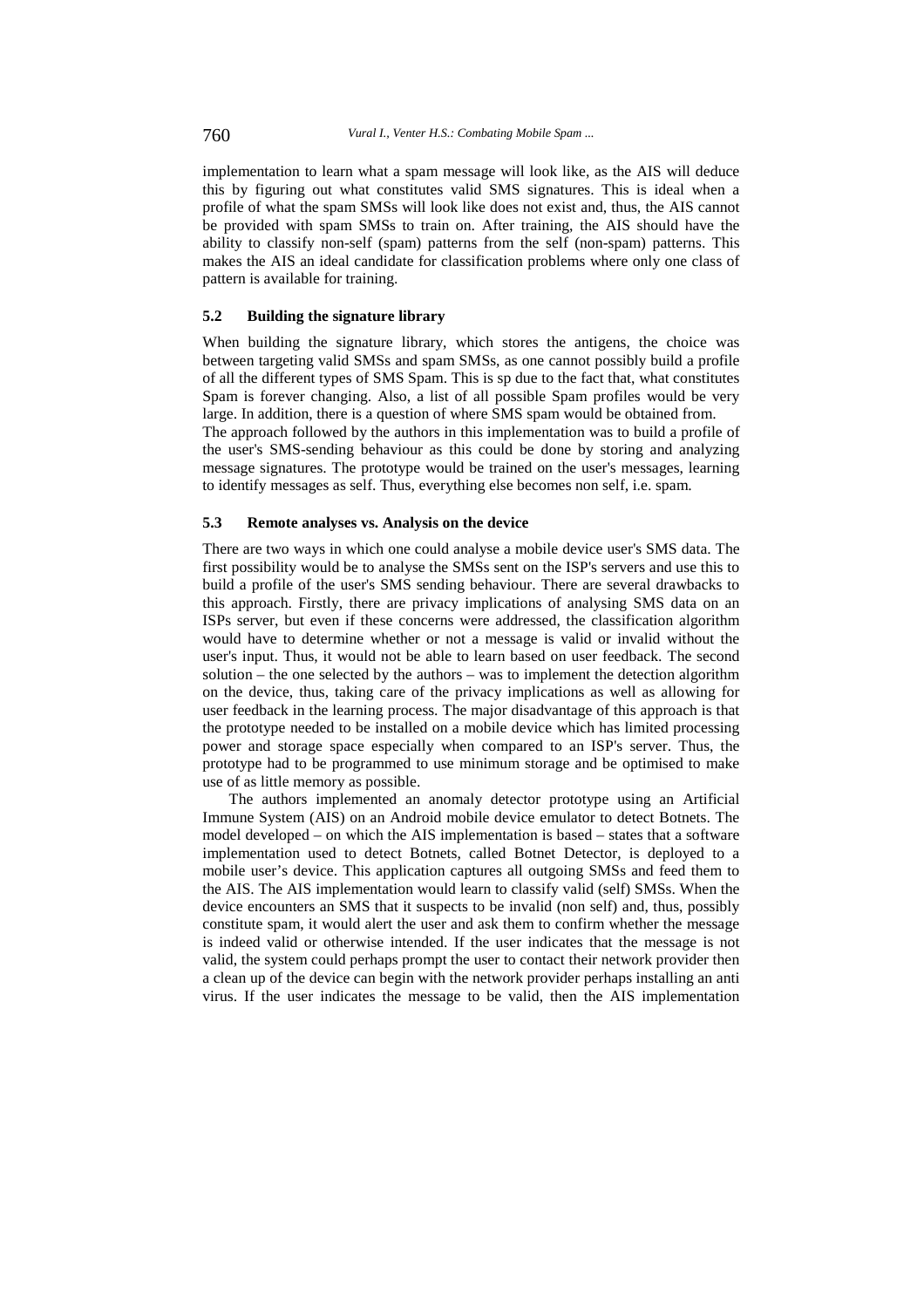implementation to learn what a spam message will look like, as the AIS will deduce this by figuring out what constitutes valid SMS signatures. This is ideal when a profile of what the spam SMSs will look like does not exist and, thus, the AIS cannot be provided with spam SMSs to train on. After training, the AIS should have the ability to classify non-self (spam) patterns from the self (non-spam) patterns. This makes the AIS an ideal candidate for classification problems where only one class of pattern is available for training.

### 5.2 Building the signature library

When building the signature library, which stores the antigens, the choice was between targeting valid SMSs and spam SMSs, as one cannot possibly build a profile of all the different types of SMS Spam. This is sp due to the fact that, what constitutes Spam is forever changing. Also, a list of all possible Spam profiles would be very large. In addition, there is a question of where SMS spam would be obtained from.

The approach followed by the authors in this implementation was to build a profile of the user's SMS-sending behaviour as this could be done by storing and analyzing message signatures. The prototype would be trained on the user's messages, learning to identify messages as self. Thus, everything else becomes non self, i.e. spam.

### 5.3 Remote analyses vs. Analysis on the device

There are two ways in which one could analyse a mobile device user's SMS data. The first possibility would be to analyse the SMSs sent on the ISP's servers and use this to build a profile of the user's SMS sending behaviour. There are several drawbacks to this approach. Firstly, there are privacy implications of analysing SMS data on an ISPs server, but even if these concerns were addressed, the classification algorithm would have to determine whether or not a message is valid or invalid without the user's input. Thus, it would not be able to learn based on user feedback. The second solution – the one selected by the authors – was to implement the detection algorithm on the device, thus, taking care of the privacy implications as well as allowing for user feedback in the learning process. The major disadvantage of this approach is that the prototype needed to be installed on a mobile device which has limited processing power and storage space especially when compared to an ISP's server. Thus, the prototype had to be programmed to use minimum storage and be optimised to make use of as little memory as possible.

The authors implemented an anomaly detector prototype using an Artificial Immune System (AIS) on an Android mobile device emulator to detect Botnets. The model developed – on which the AIS implementation is based – states that a software implementation used to detect Botnets, called Botnet Detector, is deployed to a mobile user's device. This application captures all outgoing SMSs and feed them to the AIS. The AIS implementation would learn to classify valid (self) SMSs. When the device encounters an SMS that it suspects to be invalid (non self) and, thus, possibly constitute spam, it would alert the user and ask them to confirm whether the message is indeed valid or otherwise intended. If the user indicates that the message is not valid, the system could perhaps prompt the user to contact their network provider then a clean up of the device can begin with the network provider perhaps installing an anti virus. If the user indicates the message to be valid, then the AIS implementation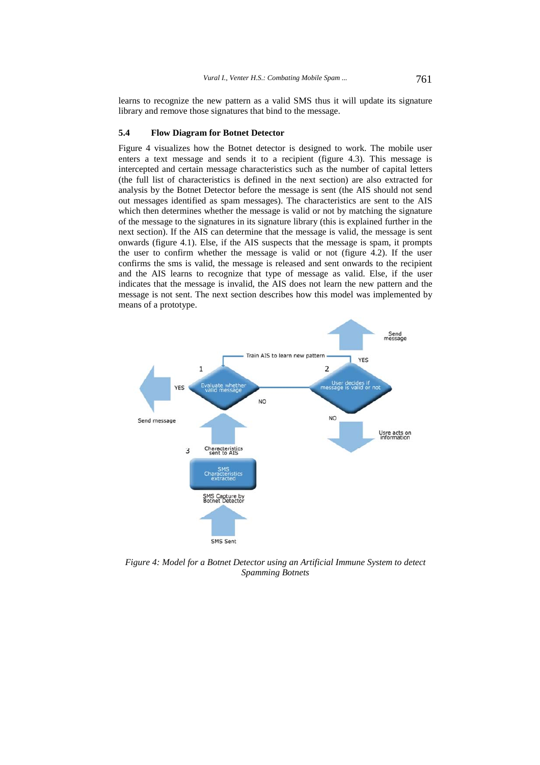learns to recognize the new pattern as a valid SMS thus it will update its signature library and remove those signatures that bind to the message.

### 5.4 Flow Diagram for Botnet Detector

Figure 4 visualizes how the Botnet detector is designed to work. The mobile user enters a text message and sends it to a recipient (figure 4.3). This message is intercepted and certain message characteristics such as the number of capital letters (the full list of characteristics is defined in the next section) are also extracted for analysis by the Botnet Detector before the message is sent (the AIS should not send out messages identified as spam messages). The characteristics are sent to the AIS which then determines whether the message is valid or not by matching the signature of the message to the signatures in its signature library (this is explained further in the next section). If the AIS can determine that the message is valid, the message is sent onwards (figure 4.1). Else, if the AIS suspects that the message is spam, it prompts the user to confirm whether the message is valid or not (figure 4.2). If the user confirms the sms is valid, the message is released and sent onwards to the recipient and the AIS learns to recognize that type of message as valid. Else, if the user indicates that the message is invalid, the AIS does not learn the new pattern and the message is not sent. The next section describes how this model was implemented by means of a prototype.

Send message

Train AIS to learn new pattern

YES

1

2

YES

Evaluate whether valid message

User decides if message is valid or not

NO

Send message

NO

Usre acts on information

3

Characteristics sent to AIS

SMS Characteristics extracted

SMS Capture by Botnet Detector

SMS Sent

*Figure 4: Model for a Botnet Detector using an Artificial Immune System to detect Spamming Botnets*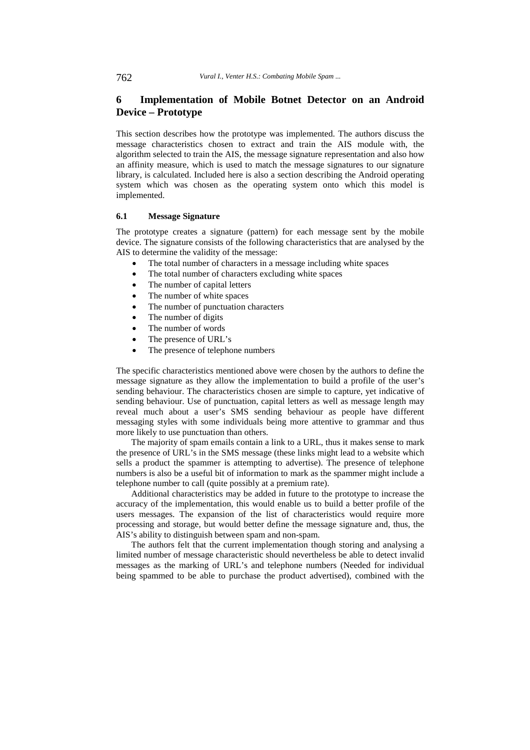## 6 Implementation of Mobile Botnet Detector on an Android Device – Prototype

This section describes how the prototype was implemented. The authors discuss the message characteristics chosen to extract and train the AIS module with, the algorithm selected to train the AIS, the message signature representation and also how an affinity measure, which is used to match the message signatures to our signature library, is calculated. Included here is also a section describing the Android operating system which was chosen as the operating system onto which this model is implemented.

### 6.1 Message Signature

The prototype creates a signature (pattern) for each message sent by the mobile device. The signature consists of the following characteristics that are analysed by the AIS to determine the validity of the message:

- The total number of characters in a message including white spaces
- The total number of characters excluding white spaces
- The number of capital letters
- The number of white spaces
- The number of punctuation characters
- The number of digits
- The number of words
- The presence of URL's
- The presence of telephone numbers

The specific characteristics mentioned above were chosen by the authors to define the message signature as they allow the implementation to build a profile of the user's sending behaviour. The characteristics chosen are simple to capture, yet indicative of sending behaviour. Use of punctuation, capital letters as well as message length may reveal much about a user's SMS sending behaviour as people have different messaging styles with some individuals being more attentive to grammar and thus more likely to use punctuation than others.

The majority of spam emails contain a link to a URL, thus it makes sense to mark the presence of URL's in the SMS message (these links might lead to a website which sells a product the spammer is attempting to advertise). The presence of telephone numbers is also be a useful bit of information to mark as the spammer might include a telephone number to call (quite possibly at a premium rate).

Additional characteristics may be added in future to the prototype to increase the accuracy of the implementation, this would enable us to build a better profile of the users messages. The expansion of the list of characteristics would require more processing and storage, but would better define the message signature and, thus, the AIS's ability to distinguish between spam and non-spam.

The authors felt that the current implementation though storing and analysing a limited number of message characteristic should nevertheless be able to detect invalid messages as the marking of URL's and telephone numbers (Needed for individual being spammed to be able to purchase the product advertised), combined with the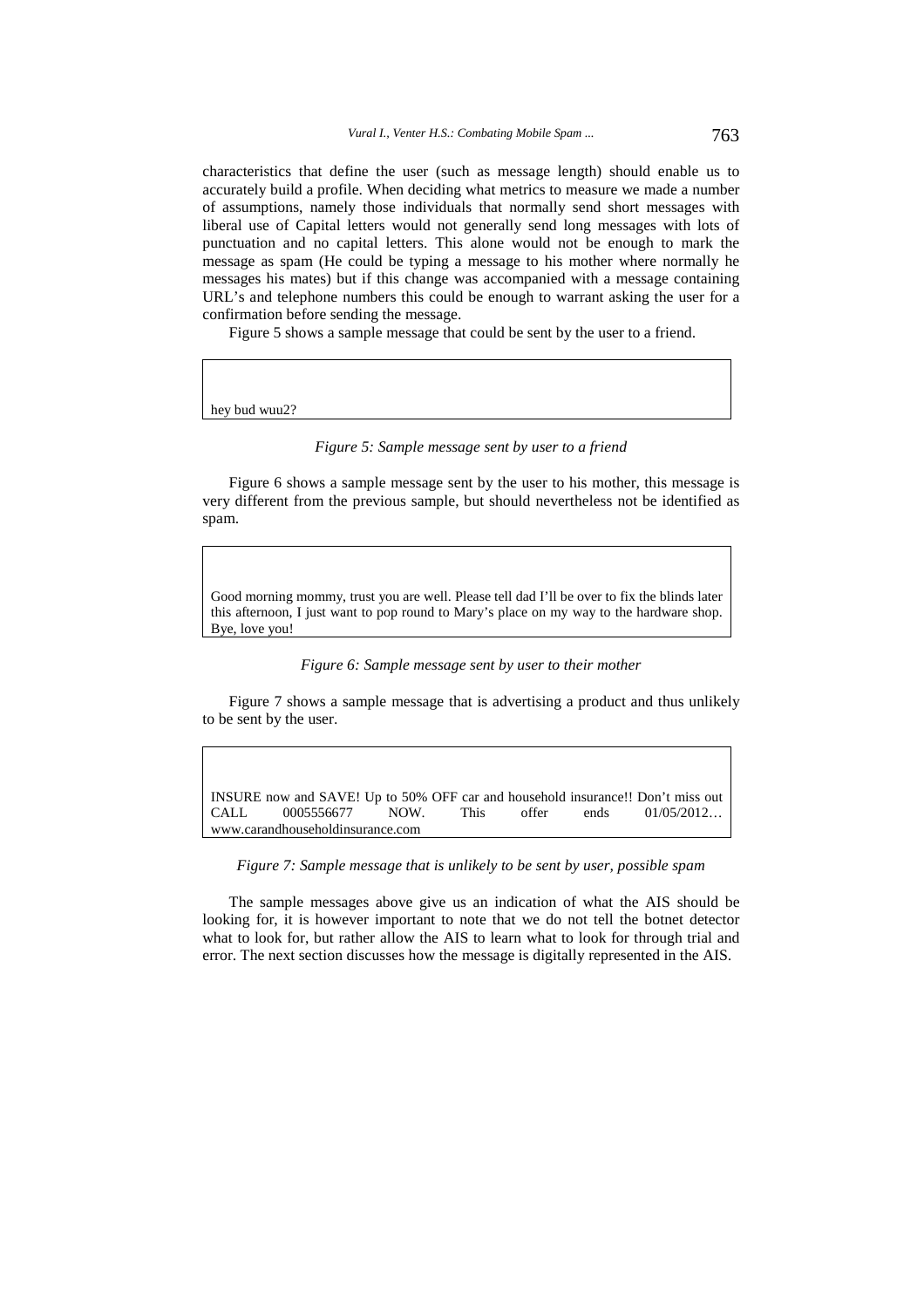characteristics that define the user (such as message length) should enable us to accurately build a profile. When deciding what metrics to measure we made a number of assumptions, namely those individuals that normally send short messages with liberal use of Capital letters would not generally send long messages with lots of punctuation and no capital letters. This alone would not be enough to mark the message as spam (He could be typing a message to his mother where normally he messages his mates) but if this change was accompanied with a message containing URL's and telephone numbers this could be enough to warrant asking the user for a confirmation before sending the message.

Figure 5 shows a sample message that could be sent by the user to a friend.

> hey bud wuu2?

*Figure 5: Sample message sent by user to a friend*

Figure 6 shows a sample message sent by the user to his mother, this message is very different from the previous sample, but should nevertheless not be identified as spam.

> Good morning mommy, trust you are well. Please tell dad I'll be over to fix the blinds later this afternoon, I just want to pop round to Mary's place on my way to the hardware shop. Bye, love you!

*Figure 6: Sample message sent by user to their mother*

Figure 7 shows a sample message that is advertising a product and thus unlikely to be sent by the user.

> INSURE now and SAVE! Up to 50% OFF car and household insurance!! Don't miss out CALL 0005556677 NOW. This offer ends 01/05/2012… www.carandhouseholdinsurance.com

*Figure 7: Sample message that is unlikely to be sent by user, possible spam*

The sample messages above give us an indication of what the AIS should be looking for, it is however important to note that we do not tell the botnet detector what to look for, but rather allow the AIS to learn what to look for through trial and error. The next section discusses how the message is digitally represented in the AIS.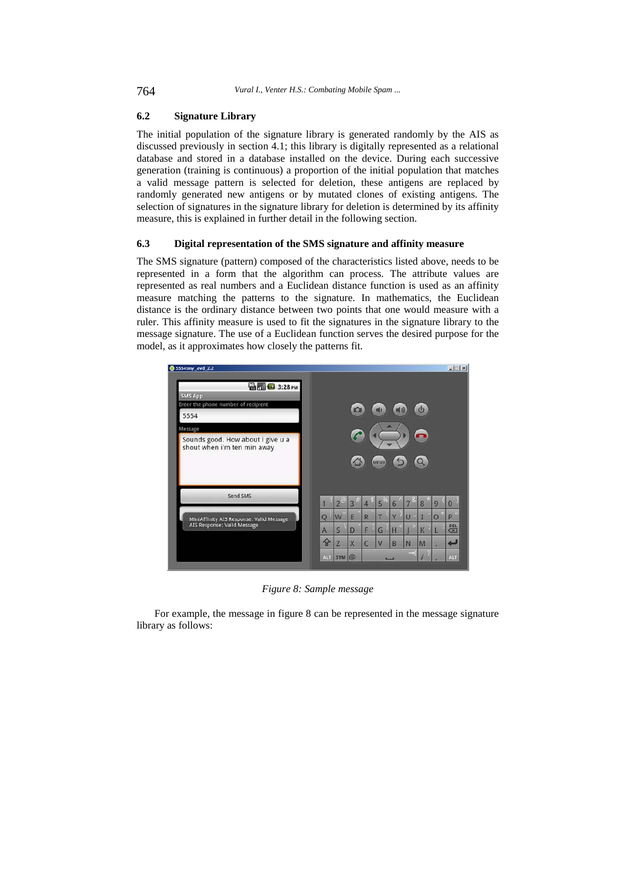### 6.2 Signature Library

The initial population of the signature library is generated randomly by the AIS as discussed previously in section 4.1; this library is digitally represented as a relational database and stored in a database installed on the device. During each successive generation (training is continuous) a proportion of the initial population that matches a valid message pattern is selected for deletion, these antigens are replaced by randomly generated new antigens or by mutated clones of existing antigens. The selection of signatures in the signature library for deletion is determined by its affinity measure, this is explained in further detail in the following section.

### 6.3 Digital representation of the SMS signature and affinity measure

The SMS signature (pattern) composed of the characteristics listed above, needs to be represented in a form that the algorithm can process. The attribute values are represented as real numbers and a Euclidean distance function is used as an affinity measure matching the patterns to the signature. In mathematics, the Euclidean distance is the ordinary distance between two points that one would measure with a ruler. This affinity measure is used to fit the signatures in the signature library to the message signature. The use of a Euclidean function serves the desired purpose for the model, as it approximates how closely the patterns fit.

*Figure 8: Sample message*

For example, the message in figure 8 can be represented in the message signature library as follows: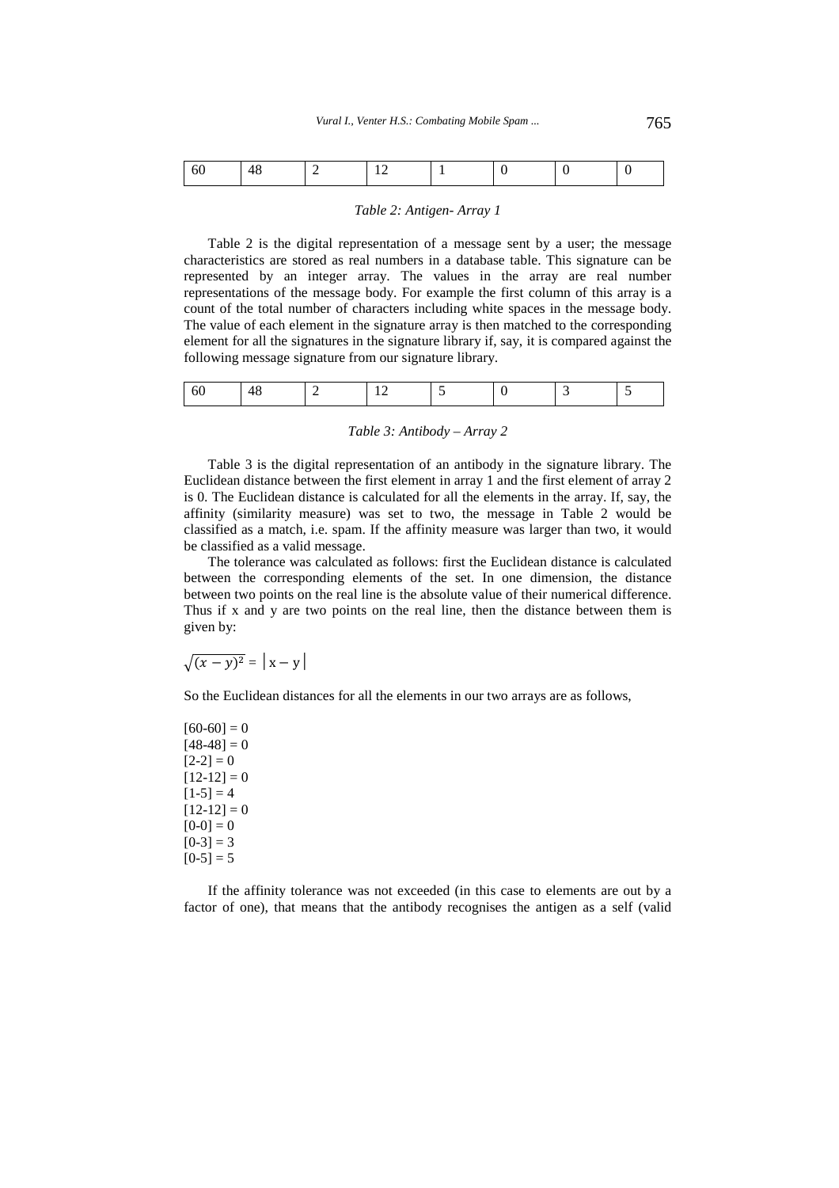| 60 | 48 | 2 | 12 | 1 | 0 | 0 | 0 |
|---|---|---|---|---|---|---|---|

*Table 2: Antigen- Array 1*

Table 2 is the digital representation of a message sent by a user; the message characteristics are stored as real numbers in a database table. This signature can be represented by an integer array. The values in the array are real number representations of the message body. For example the first column of this array is a count of the total number of characters including white spaces in the message body. The value of each element in the signature array is then matched to the corresponding element for all the signatures in the signature library if, say, it is compared against the following message signature from our signature library.

| 60 | 48 | 2 | 12 | 5 | 0 | 3 | 5 |
|---|---|---|---|---|---|---|---|

*Table 3: Antibody – Array 2*

Table 3 is the digital representation of an antibody in the signature library. The Euclidean distance between the first element in array 1 and the first element of array 2 is 0. The Euclidean distance is calculated for all the elements in the array. If, say, the affinity (similarity measure) was set to two, the message in Table 2 would be classified as a match, i.e. spam. If the affinity measure was larger than two, it would be classified as a valid message.

The tolerance was calculated as follows: first the Euclidean distance is calculated between the corresponding elements of the set. In one dimension, the distance between two points on the real line is the absolute value of their numerical difference. Thus if x and y are two points on the real line, then the distance between them is given by:

$$\sqrt{(x-y)^2} = |x - y|$$

So the Euclidean distances for all the elements in our two arrays are as follows,

[60-60] = 0
[48-48] = 0
[2-2] = 0
[12-12] = 0
[1-5] = 4
[12-12] = 0
[0-0] = 0
[0-3] = 3
[0-5] = 5

If the affinity tolerance was not exceeded (in this case to elements are out by a factor of one), that means that the antibody recognises the antigen as a self (valid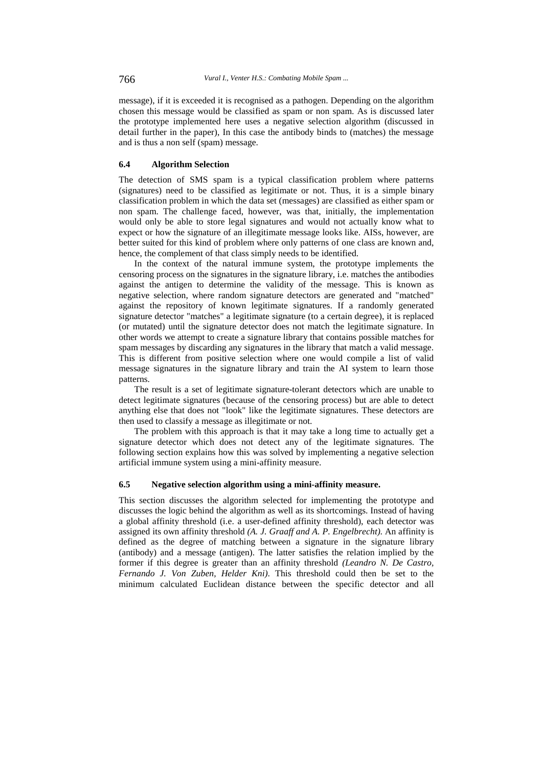message), if it is exceeded it is recognised as a pathogen. Depending on the algorithm chosen this message would be classified as spam or non spam. As is discussed later the prototype implemented here uses a negative selection algorithm (discussed in detail further in the paper), In this case the antibody binds to (matches) the message and is thus a non self (spam) message.

### 6.4 Algorithm Selection

The detection of SMS spam is a typical classification problem where patterns (signatures) need to be classified as legitimate or not. Thus, it is a simple binary classification problem in which the data set (messages) are classified as either spam or non spam. The challenge faced, however, was that, initially, the implementation would only be able to store legal signatures and would not actually know what to expect or how the signature of an illegitimate message looks like. AISs, however, are better suited for this kind of problem where only patterns of one class are known and, hence, the complement of that class simply needs to be identified.

In the context of the natural immune system, the prototype implements the censoring process on the signatures in the signature library, i.e. matches the antibodies against the antigen to determine the validity of the message. This is known as negative selection, where random signature detectors are generated and "matched" against the repository of known legitimate signatures. If a randomly generated signature detector "matches" a legitimate signature (to a certain degree), it is replaced (or mutated) until the signature detector does not match the legitimate signature. In other words we attempt to create a signature library that contains possible matches for spam messages by discarding any signatures in the library that match a valid message. This is different from positive selection where one would compile a list of valid message signatures in the signature library and train the AI system to learn those patterns.

The result is a set of legitimate signature-tolerant detectors which are unable to detect legitimate signatures (because of the censoring process) but are able to detect anything else that does not "look" like the legitimate signatures. These detectors are then used to classify a message as illegitimate or not.

The problem with this approach is that it may take a long time to actually get a signature detector which does not detect any of the legitimate signatures. The following section explains how this was solved by implementing a negative selection artificial immune system using a mini-affinity measure.

### 6.5 Negative selection algorithm using a mini-affinity measure.

This section discusses the algorithm selected for implementing the prototype and discusses the logic behind the algorithm as well as its shortcomings. Instead of having a global affinity threshold (i.e. a user-defined affinity threshold), each detector was assigned its own affinity threshold *(A. J. Graaff and A. P. Engelbrecht)*. An affinity is defined as the degree of matching between a signature in the signature library (antibody) and a message (antigen). The latter satisfies the relation implied by the former if this degree is greater than an affinity threshold *(Leandro N. De Castro, Fernando J. Von Zuben, Helder Kni)*. This threshold could then be set to the minimum calculated Euclidean distance between the specific detector and all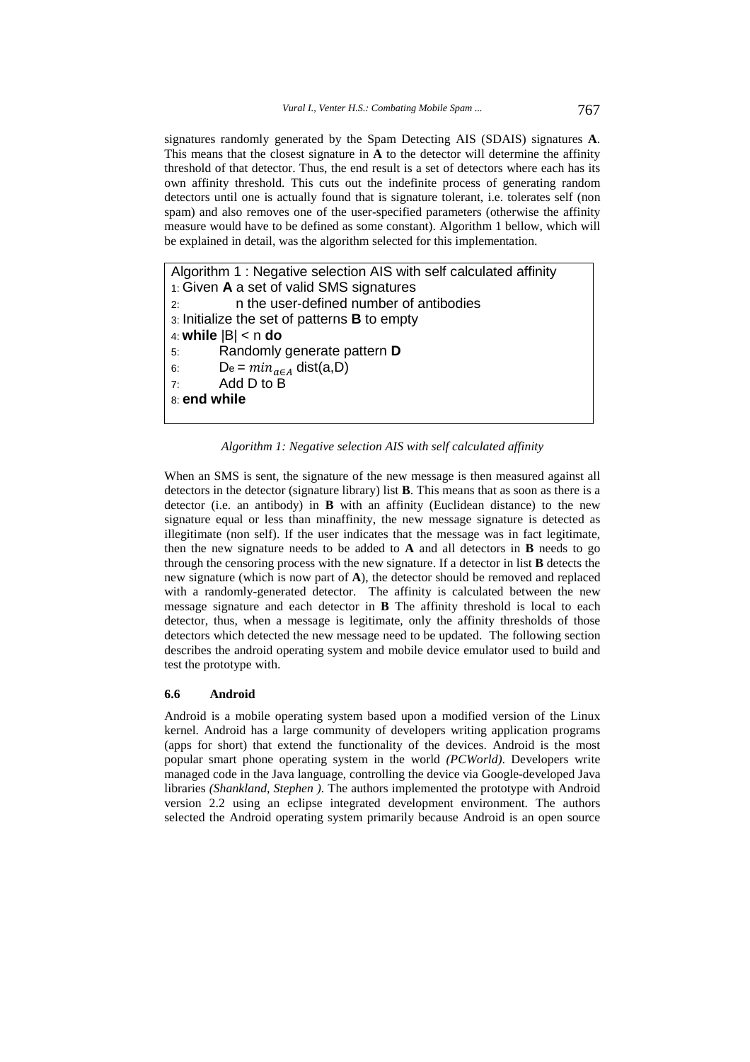signatures randomly generated by the Spam Detecting AIS (SDAIS) signatures **A**. This means that the closest signature in **A** to the detector will determine the affinity threshold of that detector. Thus, the end result is a set of detectors where each has its own affinity threshold. This cuts out the indefinite process of generating random detectors until one is actually found that is signature tolerant, i.e. tolerates self (non spam) and also removes one of the user-specified parameters (otherwise the affinity measure would have to be defined as some constant). Algorithm 1 bellow, which will be explained in detail, was the algorithm selected for this implementation.

```
Algorithm 1 : Negative selection AIS with self calculated affinity
1: Given A a set of valid SMS signatures
2:        n the user-defined number of antibodies
3: Initialize the set of patterns B to empty
4: while |B| < n do
5:        Randomly generate pattern D
6:        De = min_{a∈A} dist(a,D)
7:        Add D to B
8: end while
```

*Algorithm 1: Negative selection AIS with self calculated affinity*

When an SMS is sent, the signature of the new message is then measured against all detectors in the detector (signature library) list **B**. This means that as soon as there is a detector (i.e. an antibody) in **B** with an affinity (Euclidean distance) to the new signature equal or less than minaffinity, the new message signature is detected as illegitimate (non self). If the user indicates that the message was in fact legitimate, then the new signature needs to be added to **A** and all detectors in **B** needs to go through the censoring process with the new signature. If a detector in list **B** detects the new signature (which is now part of **A**), the detector should be removed and replaced with a randomly-generated detector. The affinity is calculated between the new message signature and each detector in **B** The affinity threshold is local to each detector, thus, when a message is legitimate, only the affinity thresholds of those detectors which detected the new message need to be updated. The following section describes the android operating system and mobile device emulator used to build and test the prototype with.

### 6.6 Android

Android is a mobile operating system based upon a modified version of the Linux kernel. Android has a large community of developers writing application programs (apps for short) that extend the functionality of the devices. Android is the most popular smart phone operating system in the world *(PCWorld)*. Developers write managed code in the Java language, controlling the device via Google-developed Java libraries *(Shankland, Stephen )*. The authors implemented the prototype with Android version 2.2 using an eclipse integrated development environment. The authors selected the Android operating system primarily because Android is an open source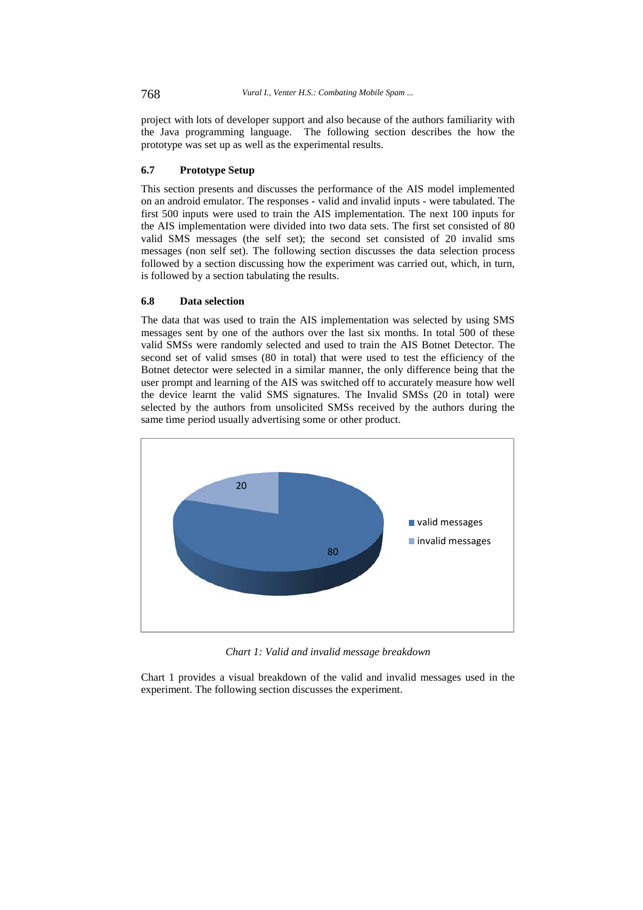project with lots of developer support and also because of the authors familiarity with the Java programming language. The following section describes the how the prototype was set up as well as the experimental results.

### 6.7 Prototype Setup

This section presents and discusses the performance of the AIS model implemented on an android emulator. The responses - valid and invalid inputs - were tabulated. The first 500 inputs were used to train the AIS implementation. The next 100 inputs for the AIS implementation were divided into two data sets. The first set consisted of 80 valid SMS messages (the self set); the second set consisted of 20 invalid sms messages (non self set). The following section discusses the data selection process followed by a section discussing how the experiment was carried out, which, in turn, is followed by a section tabulating the results.

### 6.8 Data selection

The data that was used to train the AIS implementation was selected by using SMS messages sent by one of the authors over the last six months. In total 500 of these valid SMSs were randomly selected and used to train the AIS Botnet Detector. The second set of valid smses (80 in total) that were used to test the efficiency of the Botnet detector were selected in a similar manner, the only difference being that the user prompt and learning of the AIS was switched off to accurately measure how well the device learnt the valid SMS signatures. The Invalid SMSs (20 in total) were selected by the authors from unsolicited SMSs received by the authors during the same time period usually advertising some or other product.

20

80

valid messages

invalid messages

*Chart 1: Valid and invalid message breakdown*

Chart 1 provides a visual breakdown of the valid and invalid messages used in the experiment. The following section discusses the experiment.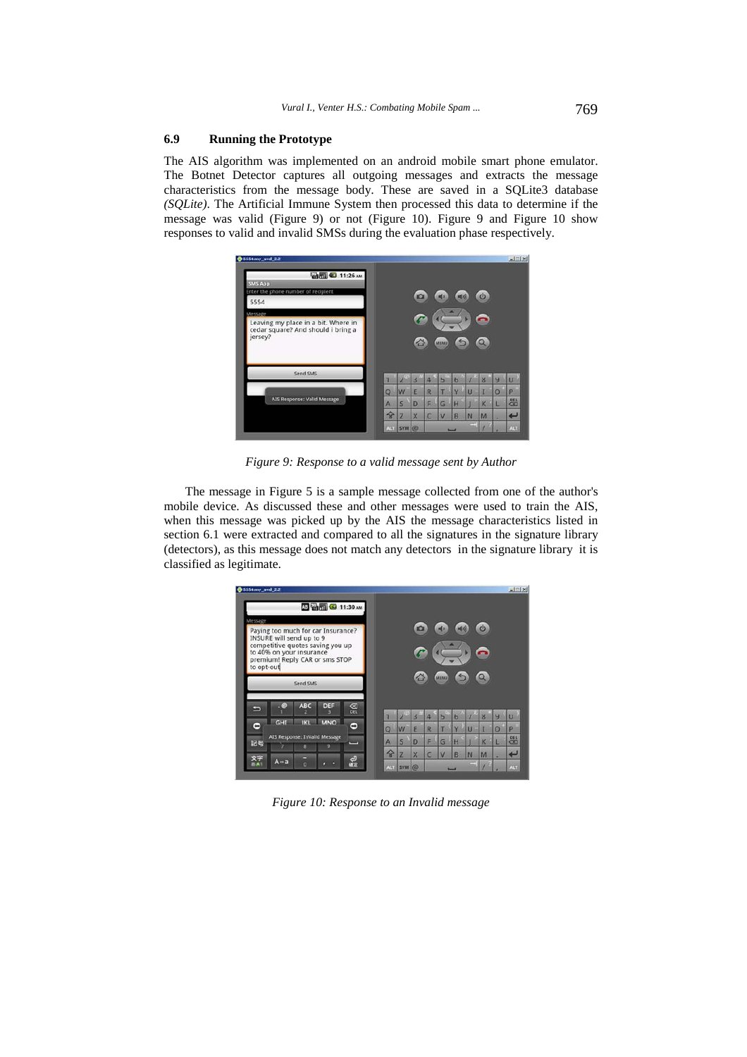### 6.9 Running the Prototype

The AIS algorithm was implemented on an android mobile smart phone emulator. The Botnet Detector captures all outgoing messages and extracts the message characteristics from the message body. These are saved in a SQLite3 database *(SQLite)*. The Artificial Immune System then processed this data to determine if the message was valid (Figure 9) or not (Figure 10). Figure 9 and Figure 10 show responses to valid and invalid SMSs during the evaluation phase respectively.

*Figure 9: Response to a valid message sent by Author*

The message in Figure 5 is a sample message collected from one of the author's mobile device. As discussed these and other messages were used to train the AIS, when this message was picked up by the AIS the message characteristics listed in section 6.1 were extracted and compared to all the signatures in the signature library (detectors), as this message does not match any detectors in the signature library it is classified as legitimate.

*Figure 10: Response to an Invalid message*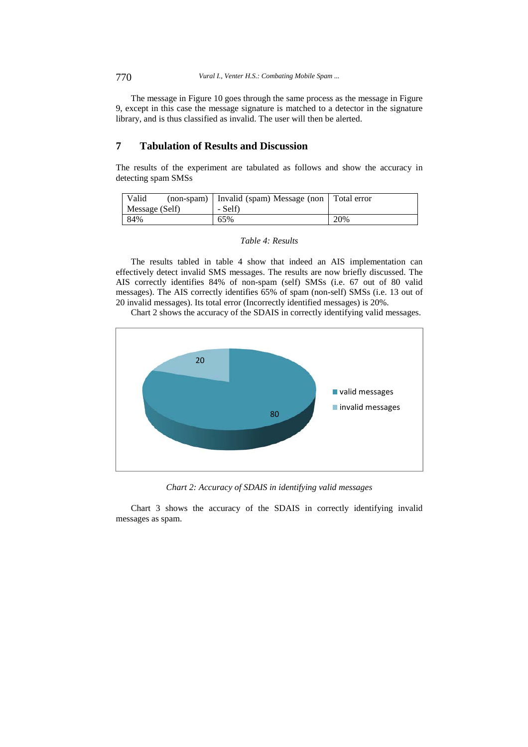The message in Figure 10 goes through the same process as the message in Figure 9, except in this case the message signature is matched to a detector in the signature library, and is thus classified as invalid. The user will then be alerted.

## 7 Tabulation of Results and Discussion

The results of the experiment are tabulated as follows and show the accuracy in detecting spam SMSs

| Valid (non-spam) Message (Self) | Invalid (spam) Message (non - Self) | Total error |
|---|---|---|
| 84% | 65% | 20% |

*Table 4: Results*

The results tabled in table 4 show that indeed an AIS implementation can effectively detect invalid SMS messages. The results are now briefly discussed. The AIS correctly identifies 84% of non-spam (self) SMSs (i.e. 67 out of 80 valid messages). The AIS correctly identifies 65% of spam (non-self) SMSs (i.e. 13 out of 20 invalid messages). Its total error (Incorrectly identified messages) is 20%.

Chart 2 shows the accuracy of the SDAIS in correctly identifying valid messages.

*Chart 2: Accuracy of SDAIS in identifying valid messages*

Chart 3 shows the accuracy of the SDAIS in correctly identifying invalid messages as spam.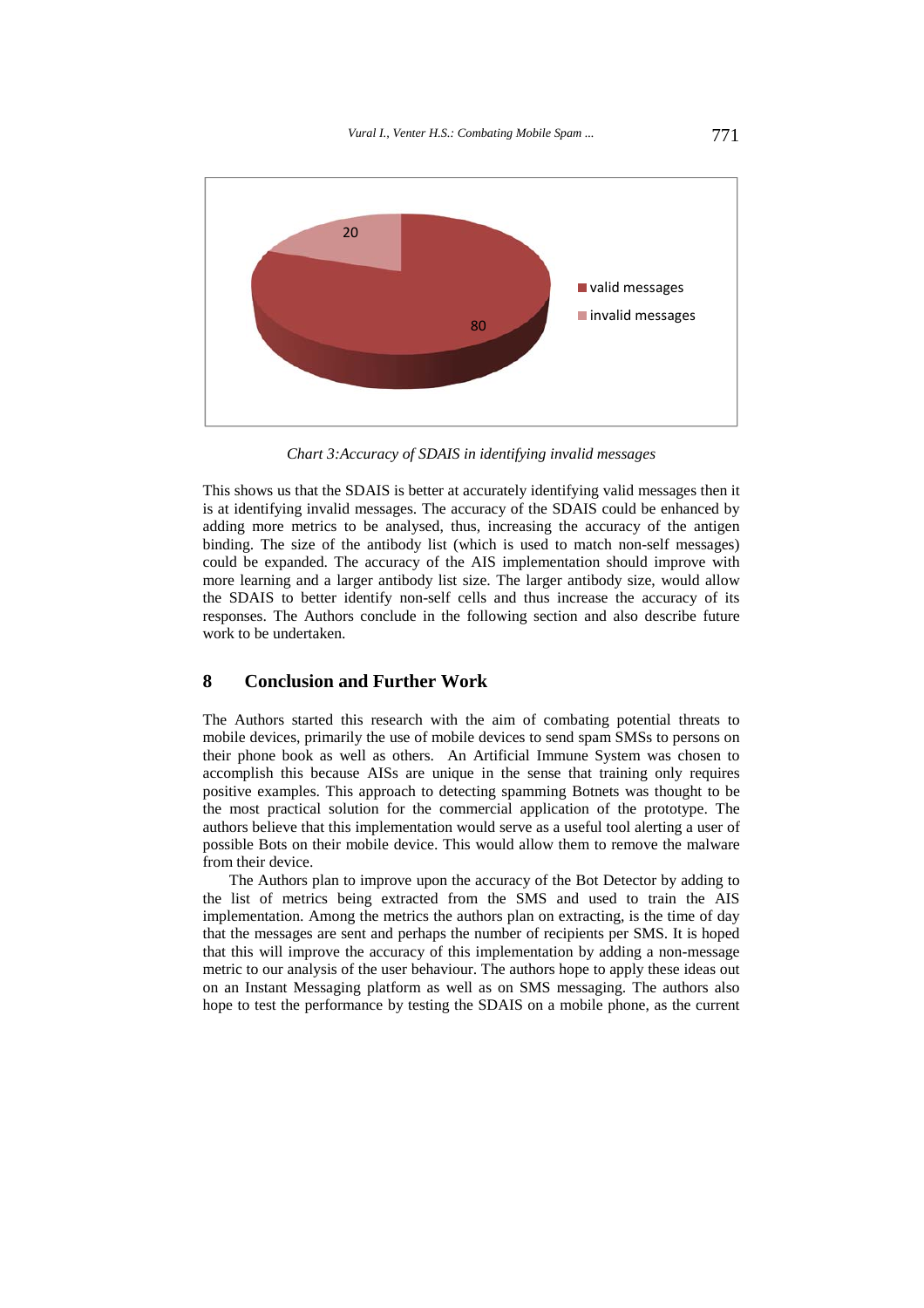*Chart 3:Accuracy of SDAIS in identifying invalid messages*

This shows us that the SDAIS is better at accurately identifying valid messages then it is at identifying invalid messages. The accuracy of the SDAIS could be enhanced by adding more metrics to be analysed, thus, increasing the accuracy of the antigen binding. The size of the antibody list (which is used to match non-self messages) could be expanded. The accuracy of the AIS implementation should improve with more learning and a larger antibody list size. The larger antibody size, would allow the SDAIS to better identify non-self cells and thus increase the accuracy of its responses. The Authors conclude in the following section and also describe future work to be undertaken.

## 8 Conclusion and Further Work

The Authors started this research with the aim of combating potential threats to mobile devices, primarily the use of mobile devices to send spam SMSs to persons on their phone book as well as others. An Artificial Immune System was chosen to accomplish this because AISs are unique in the sense that training only requires positive examples. This approach to detecting spamming Botnets was thought to be the most practical solution for the commercial application of the prototype. The authors believe that this implementation would serve as a useful tool alerting a user of possible Bots on their mobile device. This would allow them to remove the malware from their device.

The Authors plan to improve upon the accuracy of the Bot Detector by adding to the list of metrics being extracted from the SMS and used to train the AIS implementation. Among the metrics the authors plan on extracting, is the time of day that the messages are sent and perhaps the number of recipients per SMS. It is hoped that this will improve the accuracy of this implementation by adding a non-message metric to our analysis of the user behaviour. The authors hope to apply these ideas out on an Instant Messaging platform as well as on SMS messaging. The authors also hope to test the performance by testing the SDAIS on a mobile phone, as the current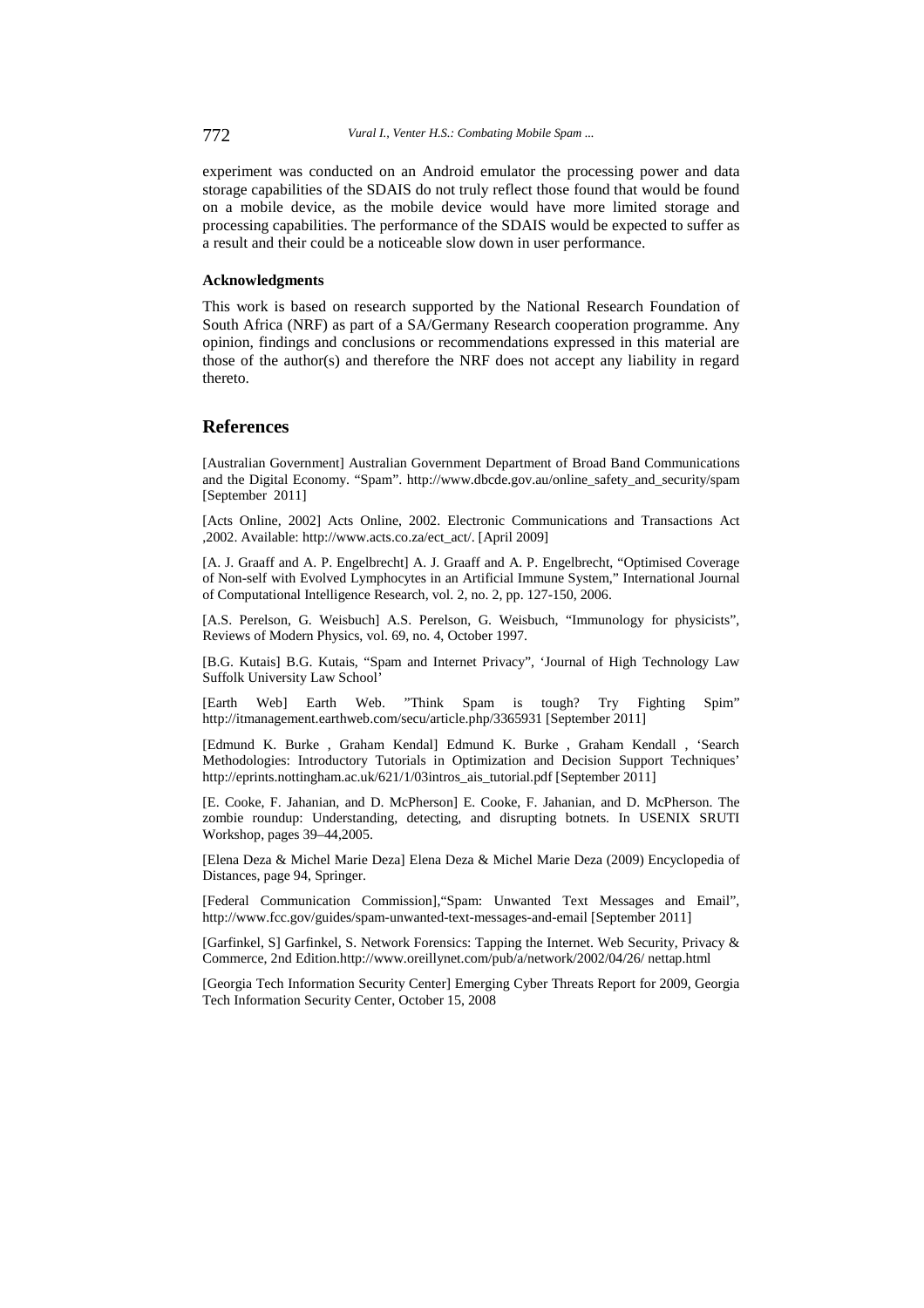experiment was conducted on an Android emulator the processing power and data storage capabilities of the SDAIS do not truly reflect those found that would be found on a mobile device, as the mobile device would have more limited storage and processing capabilities. The performance of the SDAIS would be expected to suffer as a result and their could be a noticeable slow down in user performance.

#### Acknowledgments

This work is based on research supported by the National Research Foundation of South Africa (NRF) as part of a SA/Germany Research cooperation programme. Any opinion, findings and conclusions or recommendations expressed in this material are those of the author(s) and therefore the NRF does not accept any liability in regard thereto.

## References

[Australian Government] Australian Government Department of Broad Band Communications and the Digital Economy. "Spam". http://www.dbcde.gov.au/online_safety_and_security/spam [September 2011]

[Acts Online, 2002] Acts Online, 2002. Electronic Communications and Transactions Act ,2002. Available: http://www.acts.co.za/ect_act/. [April 2009]

[A. J. Graaff and A. P. Engelbrecht] A. J. Graaff and A. P. Engelbrecht, "Optimised Coverage of Non-self with Evolved Lymphocytes in an Artificial Immune System," International Journal of Computational Intelligence Research, vol. 2, no. 2, pp. 127-150, 2006.

[A.S. Perelson, G. Weisbuch] A.S. Perelson, G. Weisbuch, "Immunology for physicists", Reviews of Modern Physics, vol. 69, no. 4, October 1997.

[B.G. Kutais] B.G. Kutais, "Spam and Internet Privacy", 'Journal of High Technology Law Suffolk University Law School'

[Earth Web] Earth Web. "Think Spam is tough? Try Fighting Spim" http://itmanagement.earthweb.com/secu/article.php/3365931 [September 2011]

[Edmund K. Burke , Graham Kendal] Edmund K. Burke , Graham Kendall , 'Search Methodologies: Introductory Tutorials in Optimization and Decision Support Techniques' http://eprints.nottingham.ac.uk/621/1/03intros_ais_tutorial.pdf [September 2011]

[E. Cooke, F. Jahanian, and D. McPherson] E. Cooke, F. Jahanian, and D. McPherson. The zombie roundup: Understanding, detecting, and disrupting botnets. In USENIX SRUTI Workshop, pages 39–44,2005.

[Elena Deza & Michel Marie Deza] Elena Deza & Michel Marie Deza (2009) Encyclopedia of Distances, page 94, Springer.

[Federal Communication Commission],"Spam: Unwanted Text Messages and Email", http://www.fcc.gov/guides/spam-unwanted-text-messages-and-email [September 2011]

[Garfinkel, S] Garfinkel, S. Network Forensics: Tapping the Internet. Web Security, Privacy & Commerce, 2nd Edition.http://www.oreillynet.com/pub/a/network/2002/04/26/ nettap.html

[Georgia Tech Information Security Center] Emerging Cyber Threats Report for 2009, Georgia Tech Information Security Center, October 15, 2008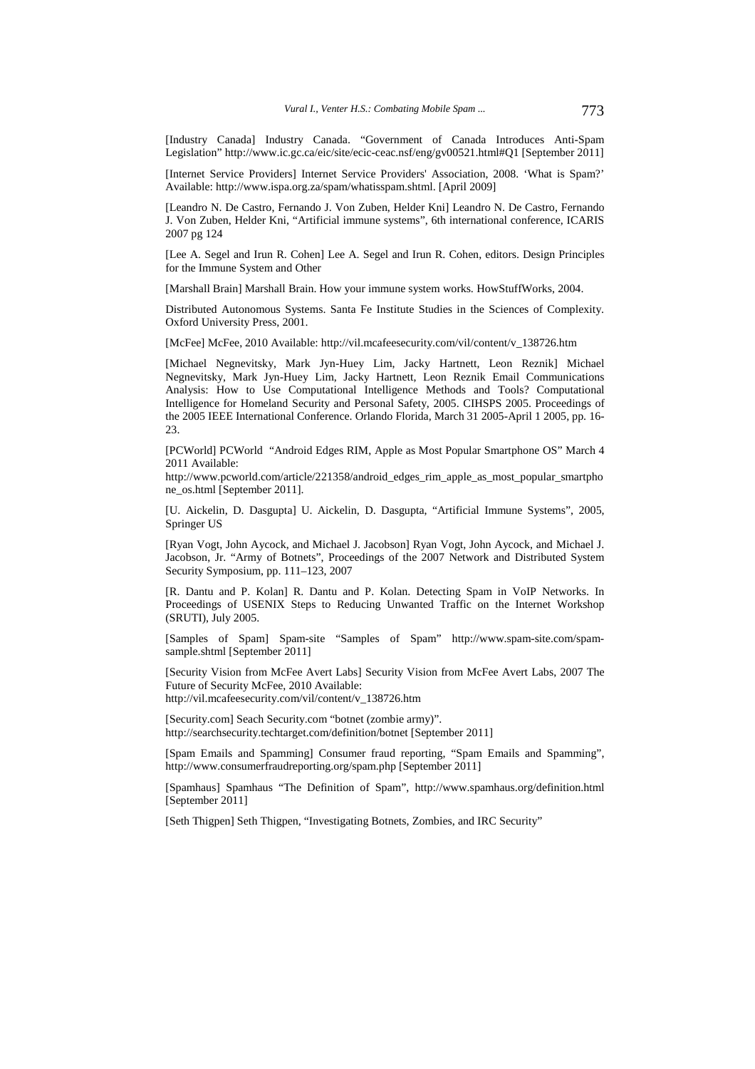[Industry Canada] Industry Canada. "Government of Canada Introduces Anti-Spam Legislation" http://www.ic.gc.ca/eic/site/ecic-ceac.nsf/eng/gv00521.html#Q1 [September 2011]

[Internet Service Providers] Internet Service Providers' Association, 2008. 'What is Spam?' Available: http://www.ispa.org.za/spam/whatisspam.shtml. [April 2009]

[Leandro N. De Castro, Fernando J. Von Zuben, Helder Kni] Leandro N. De Castro, Fernando J. Von Zuben, Helder Kni, "Artificial immune systems", 6th international conference, ICARIS 2007 pg 124

[Lee A. Segel and Irun R. Cohen] Lee A. Segel and Irun R. Cohen, editors. Design Principles for the Immune System and Other

[Marshall Brain] Marshall Brain. How your immune system works. HowStuffWorks, 2004.

Distributed Autonomous Systems. Santa Fe Institute Studies in the Sciences of Complexity. Oxford University Press, 2001.

[McFee] McFee, 2010 Available: http://vil.mcafeesecurity.com/vil/content/v_138726.htm

[Michael Negnevitsky, Mark Jyn-Huey Lim, Jacky Hartnett, Leon Reznik] Michael Negnevitsky, Mark Jyn-Huey Lim, Jacky Hartnett, Leon Reznik Email Communications Analysis: How to Use Computational Intelligence Methods and Tools? Computational Intelligence for Homeland Security and Personal Safety, 2005. CIHSPS 2005. Proceedings of the 2005 IEEE International Conference. Orlando Florida, March 31 2005-April 1 2005, pp. 16-23.

[PCWorld] PCWorld "Android Edges RIM, Apple as Most Popular Smartphone OS" March 4 2011 Available:
http://www.pcworld.com/article/221358/android_edges_rim_apple_as_most_popular_smartphone_os.html [September 2011].

[U. Aickelin, D. Dasgupta] U. Aickelin, D. Dasgupta, "Artificial Immune Systems", 2005, Springer US

[Ryan Vogt, John Aycock, and Michael J. Jacobson] Ryan Vogt, John Aycock, and Michael J. Jacobson, Jr. "Army of Botnets", Proceedings of the 2007 Network and Distributed System Security Symposium, pp. 111–123, 2007

[R. Dantu and P. Kolan] R. Dantu and P. Kolan. Detecting Spam in VoIP Networks. In Proceedings of USENIX Steps to Reducing Unwanted Traffic on the Internet Workshop (SRUTI), July 2005.

[Samples of Spam] Spam-site "Samples of Spam" http://www.spam-site.com/spam-sample.shtml [September 2011]

[Security Vision from McFee Avert Labs] Security Vision from McFee Avert Labs, 2007 The Future of Security McFee, 2010 Available:
http://vil.mcafeesecurity.com/vil/content/v_138726.htm

[Security.com] Seach Security.com "botnet (zombie army)".
http://searchsecurity.techtarget.com/definition/botnet [September 2011]

[Spam Emails and Spamming] Consumer fraud reporting, "Spam Emails and Spamming", http://www.consumerfraudreporting.org/spam.php [September 2011]

[Spamhaus] Spamhaus "The Definition of Spam", http://www.spamhaus.org/definition.html [September 2011]

[Seth Thigpen] Seth Thigpen, "Investigating Botnets, Zombies, and IRC Security"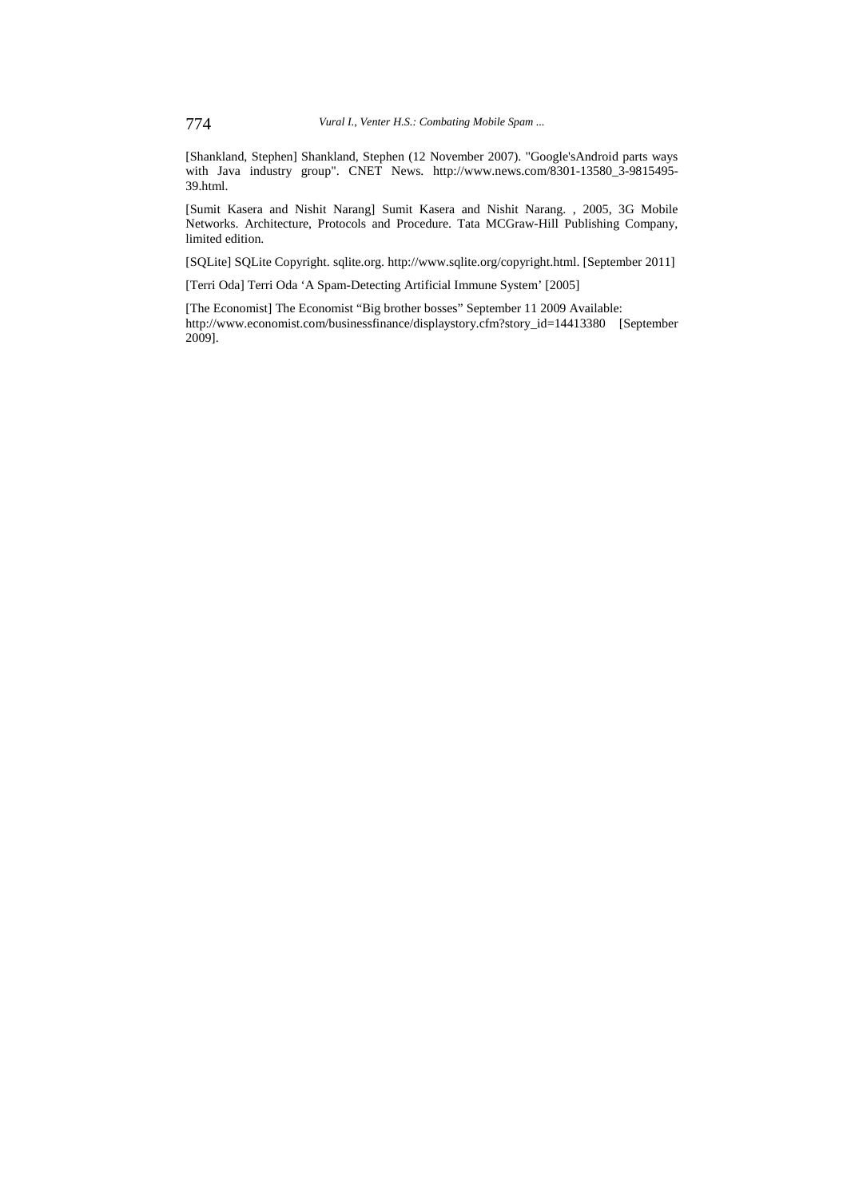[Shankland, Stephen] Shankland, Stephen (12 November 2007). "Google'sAndroid parts ways with Java industry group". CNET News. http://www.news.com/8301-13580_3-9815495-39.html.

[Sumit Kasera and Nishit Narang] Sumit Kasera and Nishit Narang. , 2005, 3G Mobile Networks. Architecture, Protocols and Procedure. Tata MCGraw-Hill Publishing Company, limited edition.

[SQLite] SQLite Copyright. sqlite.org. http://www.sqlite.org/copyright.html. [September 2011]

[Terri Oda] Terri Oda 'A Spam-Detecting Artificial Immune System' [2005]

[The Economist] The Economist "Big brother bosses" September 11 2009 Available: http://www.economist.com/businessfinance/displaystory.cfm?story_id=14413380 [September 2009].